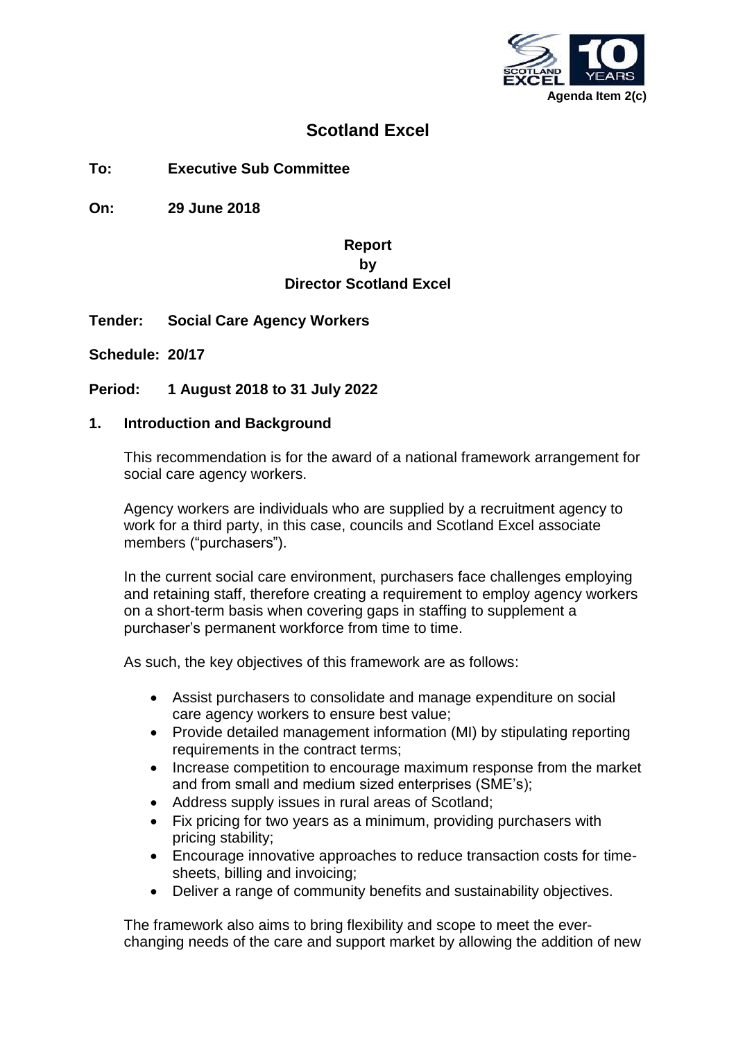Agenda Item 2(c)

# Scotland Excel

**To:** **Executive Sub Committee**

**On:** **29 June 2018**

**Report**
**by**
**Director Scotland Excel**

**Tender:** **Social Care Agency Workers**

**Schedule:** **20/17**

**Period:** **1 August 2018 to 31 July 2022**

## 1. Introduction and Background

This recommendation is for the award of a national framework arrangement for social care agency workers.

Agency workers are individuals who are supplied by a recruitment agency to work for a third party, in this case, councils and Scotland Excel associate members ("purchasers").

In the current social care environment, purchasers face challenges employing and retaining staff, therefore creating a requirement to employ agency workers on a short-term basis when covering gaps in staffing to supplement a purchaser's permanent workforce from time to time.

As such, the key objectives of this framework are as follows:

- Assist purchasers to consolidate and manage expenditure on social care agency workers to ensure best value;
- Provide detailed management information (MI) by stipulating reporting requirements in the contract terms;
- Increase competition to encourage maximum response from the market and from small and medium sized enterprises (SME's);
- Address supply issues in rural areas of Scotland;
- Fix pricing for two years as a minimum, providing purchasers with pricing stability;
- Encourage innovative approaches to reduce transaction costs for time-sheets, billing and invoicing;
- Deliver a range of community benefits and sustainability objectives.

The framework also aims to bring flexibility and scope to meet the ever-changing needs of the care and support market by allowing the addition of new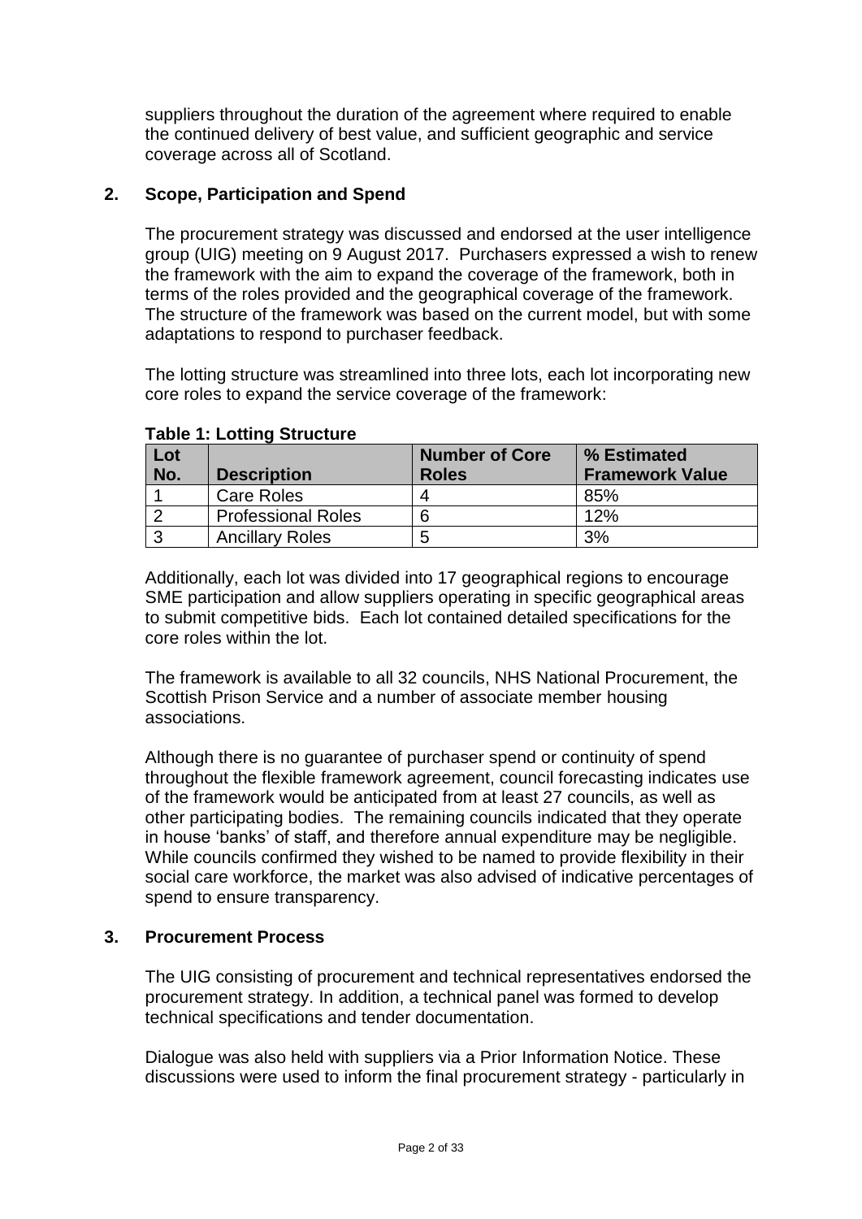suppliers throughout the duration of the agreement where required to enable the continued delivery of best value, and sufficient geographic and service coverage across all of Scotland.

## 2. Scope, Participation and Spend

The procurement strategy was discussed and endorsed at the user intelligence group (UIG) meeting on 9 August 2017. Purchasers expressed a wish to renew the framework with the aim to expand the coverage of the framework, both in terms of the roles provided and the geographical coverage of the framework. The structure of the framework was based on the current model, but with some adaptations to respond to purchaser feedback.

The lotting structure was streamlined into three lots, each lot incorporating new core roles to expand the service coverage of the framework:

**Table 1: Lotting Structure**

| Lot No. | Description | Number of Core Roles | % Estimated Framework Value |
|---|---|---|---|
| 1 | Care Roles | 4 | 85% |
| 2 | Professional Roles | 6 | 12% |
| 3 | Ancillary Roles | 5 | 3% |

Additionally, each lot was divided into 17 geographical regions to encourage SME participation and allow suppliers operating in specific geographical areas to submit competitive bids. Each lot contained detailed specifications for the core roles within the lot.

The framework is available to all 32 councils, NHS National Procurement, the Scottish Prison Service and a number of associate member housing associations.

Although there is no guarantee of purchaser spend or continuity of spend throughout the flexible framework agreement, council forecasting indicates use of the framework would be anticipated from at least 27 councils, as well as other participating bodies. The remaining councils indicated that they operate in house 'banks' of staff, and therefore annual expenditure may be negligible. While councils confirmed they wished to be named to provide flexibility in their social care workforce, the market was also advised of indicative percentages of spend to ensure transparency.

## 3. Procurement Process

The UIG consisting of procurement and technical representatives endorsed the procurement strategy. In addition, a technical panel was formed to develop technical specifications and tender documentation.

Dialogue was also held with suppliers via a Prior Information Notice. These discussions were used to inform the final procurement strategy - particularly in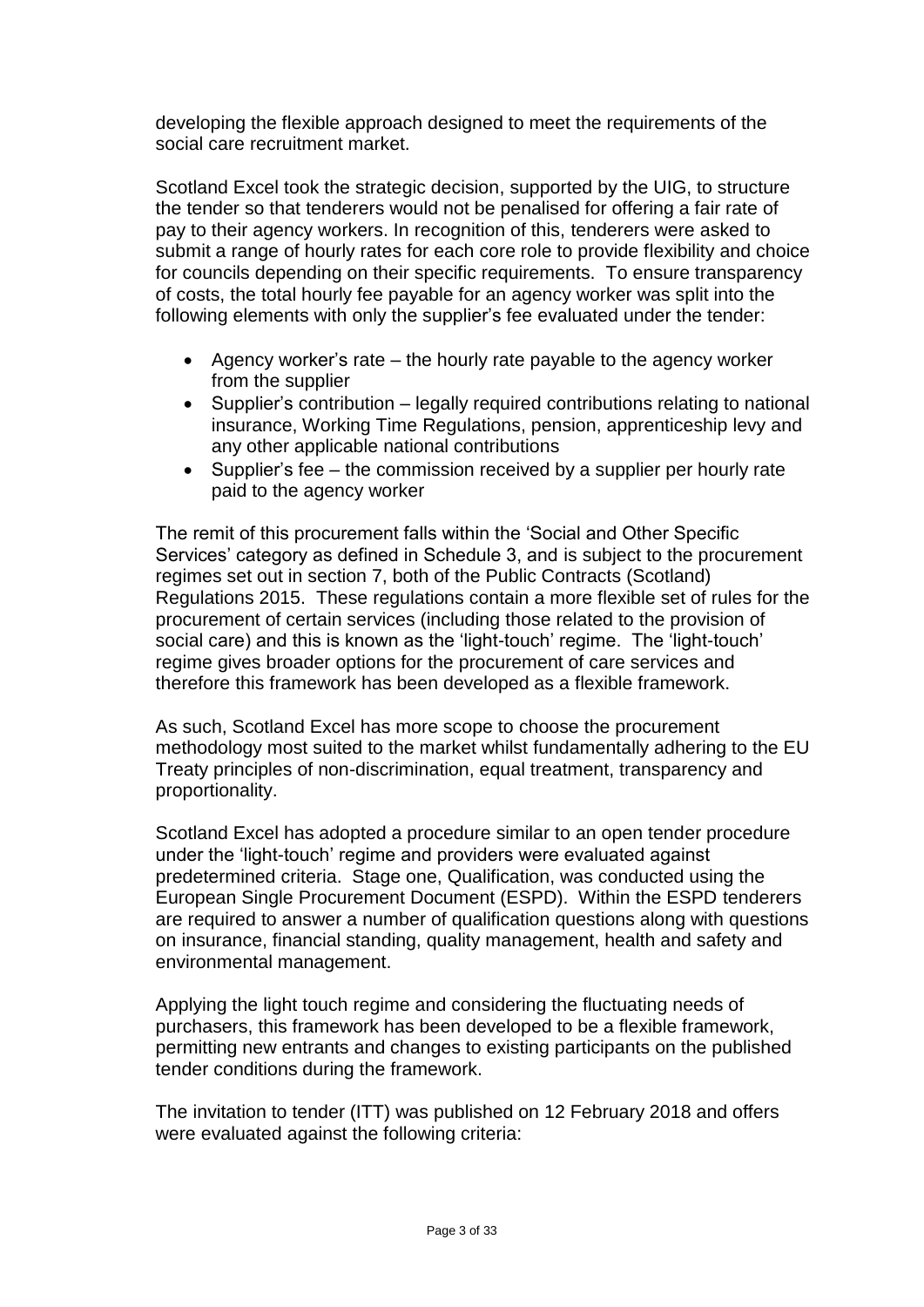developing the flexible approach designed to meet the requirements of the social care recruitment market.

Scotland Excel took the strategic decision, supported by the UIG, to structure the tender so that tenderers would not be penalised for offering a fair rate of pay to their agency workers. In recognition of this, tenderers were asked to submit a range of hourly rates for each core role to provide flexibility and choice for councils depending on their specific requirements. To ensure transparency of costs, the total hourly fee payable for an agency worker was split into the following elements with only the supplier's fee evaluated under the tender:

- Agency worker's rate – the hourly rate payable to the agency worker from the supplier
- Supplier's contribution – legally required contributions relating to national insurance, Working Time Regulations, pension, apprenticeship levy and any other applicable national contributions
- Supplier's fee – the commission received by a supplier per hourly rate paid to the agency worker

The remit of this procurement falls within the 'Social and Other Specific Services' category as defined in Schedule 3, and is subject to the procurement regimes set out in section 7, both of the Public Contracts (Scotland) Regulations 2015. These regulations contain a more flexible set of rules for the procurement of certain services (including those related to the provision of social care) and this is known as the 'light-touch' regime. The 'light-touch' regime gives broader options for the procurement of care services and therefore this framework has been developed as a flexible framework.

As such, Scotland Excel has more scope to choose the procurement methodology most suited to the market whilst fundamentally adhering to the EU Treaty principles of non-discrimination, equal treatment, transparency and proportionality.

Scotland Excel has adopted a procedure similar to an open tender procedure under the 'light-touch' regime and providers were evaluated against predetermined criteria. Stage one, Qualification, was conducted using the European Single Procurement Document (ESPD). Within the ESPD tenderers are required to answer a number of qualification questions along with questions on insurance, financial standing, quality management, health and safety and environmental management.

Applying the light touch regime and considering the fluctuating needs of purchasers, this framework has been developed to be a flexible framework, permitting new entrants and changes to existing participants on the published tender conditions during the framework.

The invitation to tender (ITT) was published on 12 February 2018 and offers were evaluated against the following criteria: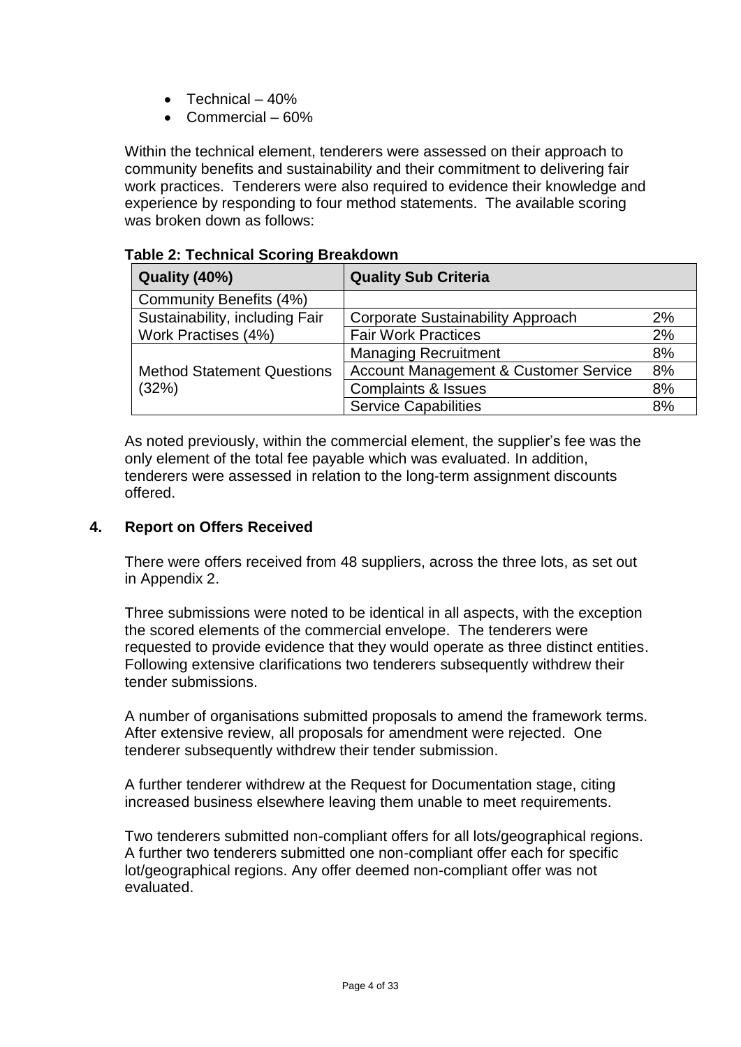- Technical – 40%
- Commercial – 60%

Within the technical element, tenderers were assessed on their approach to community benefits and sustainability and their commitment to delivering fair work practices. Tenderers were also required to evidence their knowledge and experience by responding to four method statements. The available scoring was broken down as follows:

**Table 2: Technical Scoring Breakdown**

| Quality (40%) | Quality Sub Criteria | |
|---|---|---|
| Community Benefits (4%) | | |
| Sustainability, including Fair Work Practises (4%) | Corporate Sustainability Approach | 2% |
| | Fair Work Practices | 2% |
| Method Statement Questions (32%) | Managing Recruitment | 8% |
| | Account Management & Customer Service | 8% |
| | Complaints & Issues | 8% |
| | Service Capabilities | 8% |

As noted previously, within the commercial element, the supplier's fee was the only element of the total fee payable which was evaluated. In addition, tenderers were assessed in relation to the long-term assignment discounts offered.

## 4. Report on Offers Received

There were offers received from 48 suppliers, across the three lots, as set out in Appendix 2.

Three submissions were noted to be identical in all aspects, with the exception the scored elements of the commercial envelope. The tenderers were requested to provide evidence that they would operate as three distinct entities. Following extensive clarifications two tenderers subsequently withdrew their tender submissions.

A number of organisations submitted proposals to amend the framework terms. After extensive review, all proposals for amendment were rejected. One tenderer subsequently withdrew their tender submission.

A further tenderer withdrew at the Request for Documentation stage, citing increased business elsewhere leaving them unable to meet requirements.

Two tenderers submitted non-compliant offers for all lots/geographical regions. A further two tenderers submitted one non-compliant offer each for specific lot/geographical regions. Any offer deemed non-compliant offer was not evaluated.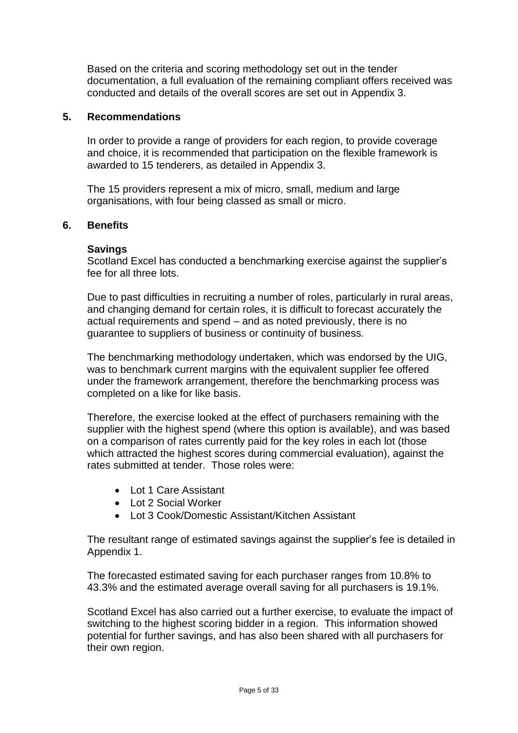Based on the criteria and scoring methodology set out in the tender documentation, a full evaluation of the remaining compliant offers received was conducted and details of the overall scores are set out in Appendix 3.

## 5. Recommendations

In order to provide a range of providers for each region, to provide coverage and choice, it is recommended that participation on the flexible framework is awarded to 15 tenderers, as detailed in Appendix 3.

The 15 providers represent a mix of micro, small, medium and large organisations, with four being classed as small or micro.

## 6. Benefits

**Savings**

Scotland Excel has conducted a benchmarking exercise against the supplier's fee for all three lots.

Due to past difficulties in recruiting a number of roles, particularly in rural areas, and changing demand for certain roles, it is difficult to forecast accurately the actual requirements and spend – and as noted previously, there is no guarantee to suppliers of business or continuity of business.

The benchmarking methodology undertaken, which was endorsed by the UIG, was to benchmark current margins with the equivalent supplier fee offered under the framework arrangement, therefore the benchmarking process was completed on a like for like basis.

Therefore, the exercise looked at the effect of purchasers remaining with the supplier with the highest spend (where this option is available), and was based on a comparison of rates currently paid for the key roles in each lot (those which attracted the highest scores during commercial evaluation), against the rates submitted at tender. Those roles were:

- Lot 1 Care Assistant
- Lot 2 Social Worker
- Lot 3 Cook/Domestic Assistant/Kitchen Assistant

The resultant range of estimated savings against the supplier's fee is detailed in Appendix 1.

The forecasted estimated saving for each purchaser ranges from 10.8% to 43.3% and the estimated average overall saving for all purchasers is 19.1%.

Scotland Excel has also carried out a further exercise, to evaluate the impact of switching to the highest scoring bidder in a region. This information showed potential for further savings, and has also been shared with all purchasers for their own region.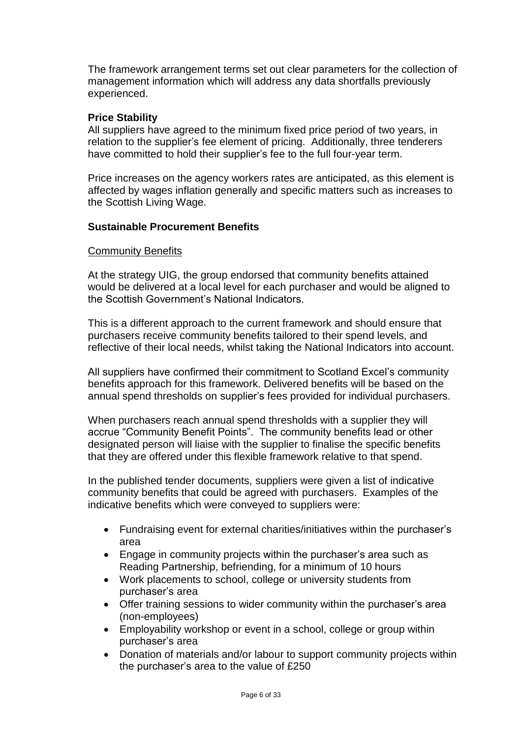The framework arrangement terms set out clear parameters for the collection of management information which will address any data shortfalls previously experienced.

**Price Stability**

All suppliers have agreed to the minimum fixed price period of two years, in relation to the supplier's fee element of pricing. Additionally, three tenderers have committed to hold their supplier's fee to the full four-year term.

Price increases on the agency workers rates are anticipated, as this element is affected by wages inflation generally and specific matters such as increases to the Scottish Living Wage.

**Sustainable Procurement Benefits**

<u>Community Benefits</u>

At the strategy UIG, the group endorsed that community benefits attained would be delivered at a local level for each purchaser and would be aligned to the Scottish Government's National Indicators.

This is a different approach to the current framework and should ensure that purchasers receive community benefits tailored to their spend levels, and reflective of their local needs, whilst taking the National Indicators into account.

All suppliers have confirmed their commitment to Scotland Excel's community benefits approach for this framework. Delivered benefits will be based on the annual spend thresholds on supplier's fees provided for individual purchasers.

When purchasers reach annual spend thresholds with a supplier they will accrue "Community Benefit Points". The community benefits lead or other designated person will liaise with the supplier to finalise the specific benefits that they are offered under this flexible framework relative to that spend.

In the published tender documents, suppliers were given a list of indicative community benefits that could be agreed with purchasers. Examples of the indicative benefits which were conveyed to suppliers were:

- Fundraising event for external charities/initiatives within the purchaser's area
- Engage in community projects within the purchaser's area such as Reading Partnership, befriending, for a minimum of 10 hours
- Work placements to school, college or university students from purchaser's area
- Offer training sessions to wider community within the purchaser's area (non-employees)
- Employability workshop or event in a school, college or group within purchaser's area
- Donation of materials and/or labour to support community projects within the purchaser's area to the value of £250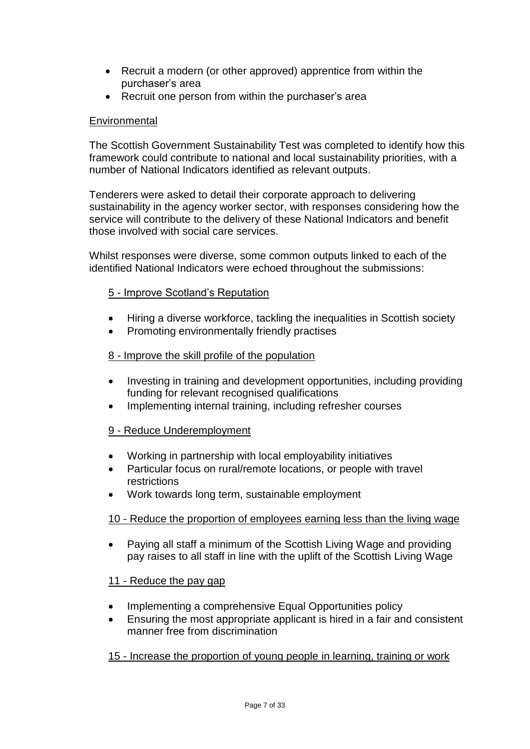- Recruit a modern (or other approved) apprentice from within the purchaser's area
- Recruit one person from within the purchaser's area

<u>Environmental</u>

The Scottish Government Sustainability Test was completed to identify how this framework could contribute to national and local sustainability priorities, with a number of National Indicators identified as relevant outputs.

Tenderers were asked to detail their corporate approach to delivering sustainability in the agency worker sector, with responses considering how the service will contribute to the delivery of these National Indicators and benefit those involved with social care services.

Whilst responses were diverse, some common outputs linked to each of the identified National Indicators were echoed throughout the submissions:

<u>5 - Improve Scotland's Reputation</u>

- Hiring a diverse workforce, tackling the inequalities in Scottish society
- Promoting environmentally friendly practises

<u>8 - Improve the skill profile of the population</u>

- Investing in training and development opportunities, including providing funding for relevant recognised qualifications
- Implementing internal training, including refresher courses

<u>9 - Reduce Underemployment</u>

- Working in partnership with local employability initiatives
- Particular focus on rural/remote locations, or people with travel restrictions
- Work towards long term, sustainable employment

<u>10 - Reduce the proportion of employees earning less than the living wage</u>

- Paying all staff a minimum of the Scottish Living Wage and providing pay raises to all staff in line with the uplift of the Scottish Living Wage

<u>11 - Reduce the pay gap</u>

- Implementing a comprehensive Equal Opportunities policy
- Ensuring the most appropriate applicant is hired in a fair and consistent manner free from discrimination

<u>15 - Increase the proportion of young people in learning, training or work</u>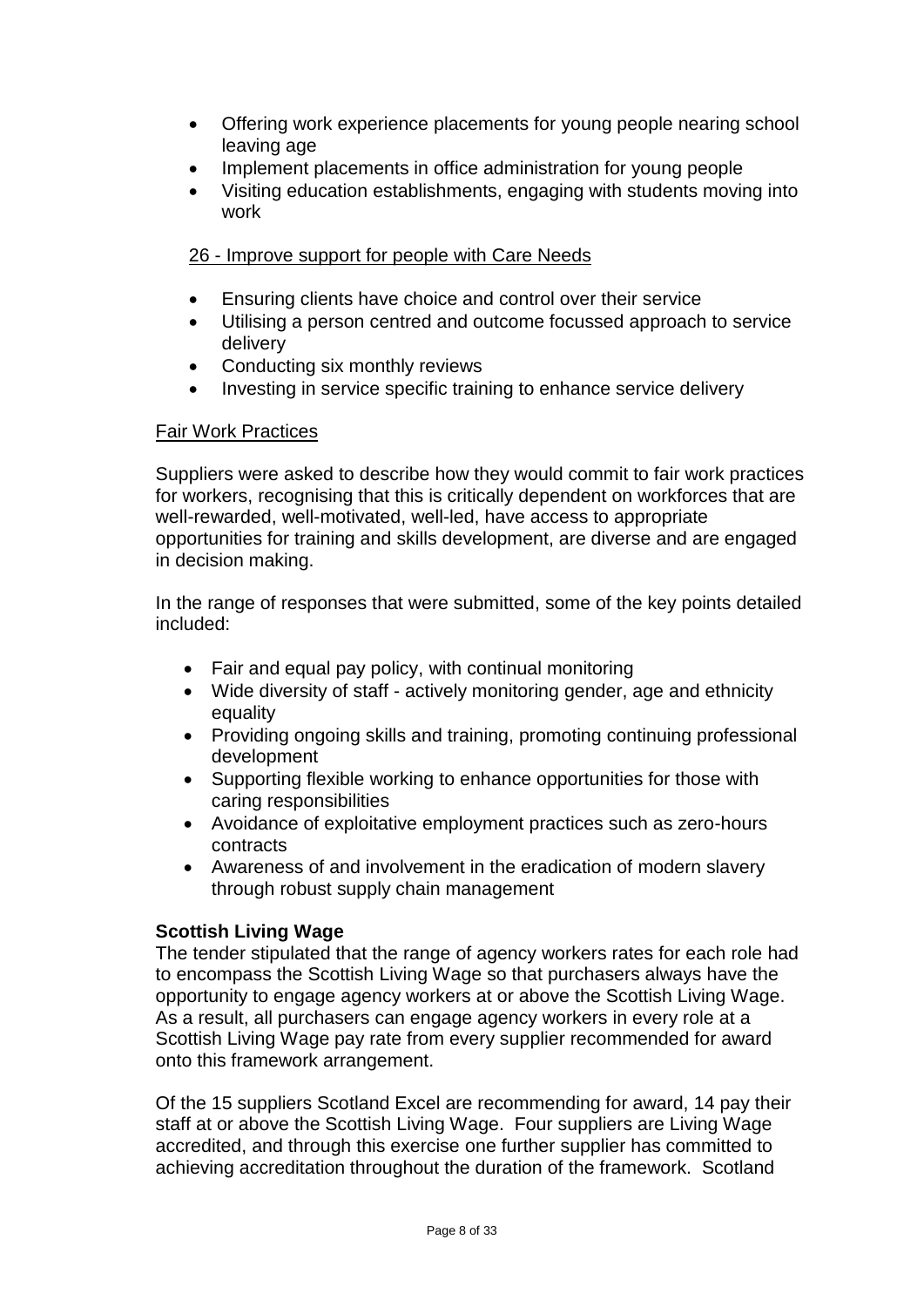- Offering work experience placements for young people nearing school leaving age
- Implement placements in office administration for young people
- Visiting education establishments, engaging with students moving into work

26 - Improve support for people with Care Needs

- Ensuring clients have choice and control over their service
- Utilising a person centred and outcome focussed approach to service delivery
- Conducting six monthly reviews
- Investing in service specific training to enhance service delivery

Fair Work Practices

Suppliers were asked to describe how they would commit to fair work practices for workers, recognising that this is critically dependent on workforces that are well-rewarded, well-motivated, well-led, have access to appropriate opportunities for training and skills development, are diverse and are engaged in decision making.

In the range of responses that were submitted, some of the key points detailed included:

- Fair and equal pay policy, with continual monitoring
- Wide diversity of staff - actively monitoring gender, age and ethnicity equality
- Providing ongoing skills and training, promoting continuing professional development
- Supporting flexible working to enhance opportunities for those with caring responsibilities
- Avoidance of exploitative employment practices such as zero-hours contracts
- Awareness of and involvement in the eradication of modern slavery through robust supply chain management

**Scottish Living Wage**

The tender stipulated that the range of agency workers rates for each role had to encompass the Scottish Living Wage so that purchasers always have the opportunity to engage agency workers at or above the Scottish Living Wage. As a result, all purchasers can engage agency workers in every role at a Scottish Living Wage pay rate from every supplier recommended for award onto this framework arrangement.

Of the 15 suppliers Scotland Excel are recommending for award, 14 pay their staff at or above the Scottish Living Wage. Four suppliers are Living Wage accredited, and through this exercise one further supplier has committed to achieving accreditation throughout the duration of the framework. Scotland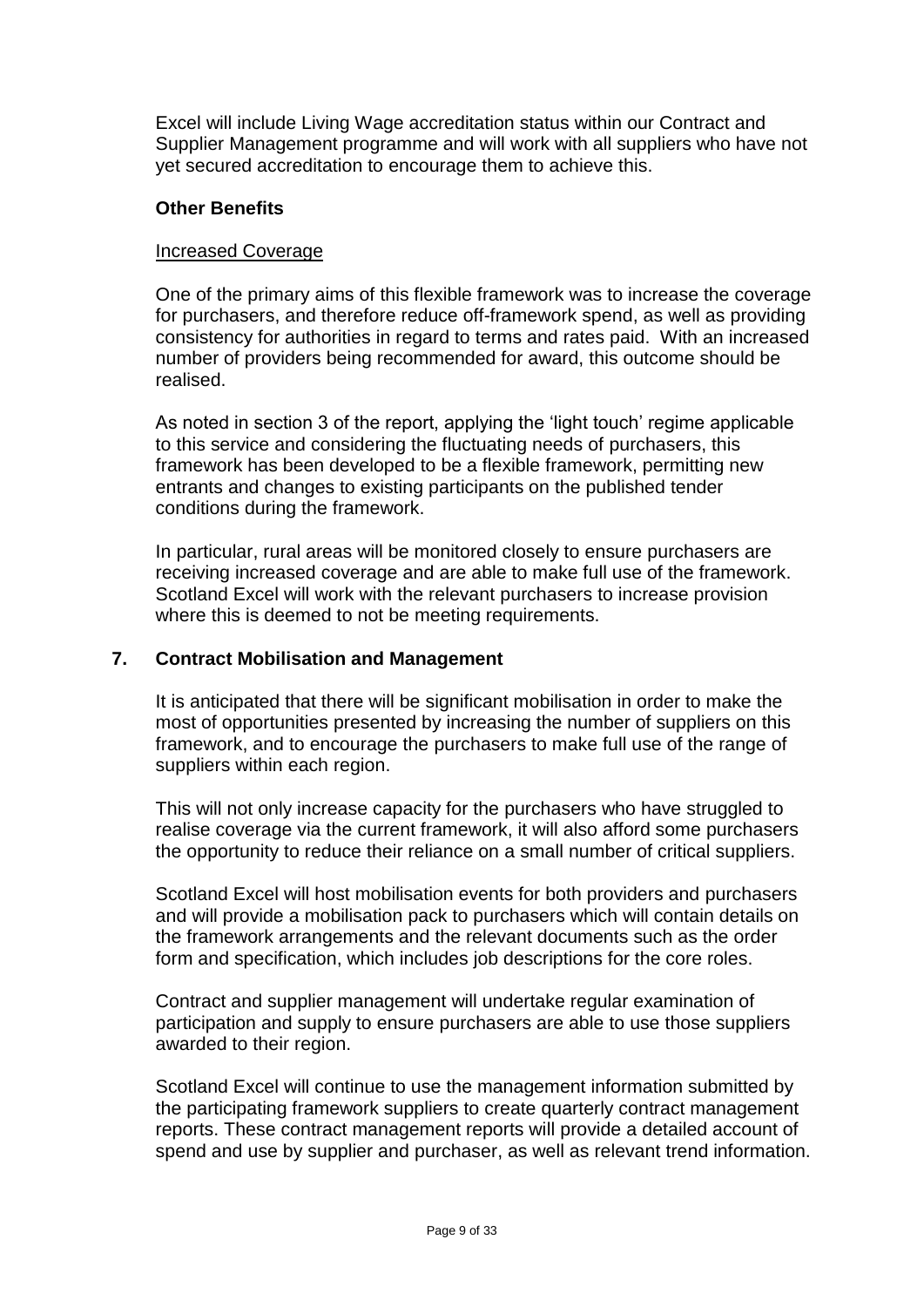Excel will include Living Wage accreditation status within our Contract and Supplier Management programme and will work with all suppliers who have not yet secured accreditation to encourage them to achieve this.

**Other Benefits**

Increased Coverage

One of the primary aims of this flexible framework was to increase the coverage for purchasers, and therefore reduce off-framework spend, as well as providing consistency for authorities in regard to terms and rates paid. With an increased number of providers being recommended for award, this outcome should be realised.

As noted in section 3 of the report, applying the 'light touch' regime applicable to this service and considering the fluctuating needs of purchasers, this framework has been developed to be a flexible framework, permitting new entrants and changes to existing participants on the published tender conditions during the framework.

In particular, rural areas will be monitored closely to ensure purchasers are receiving increased coverage and are able to make full use of the framework. Scotland Excel will work with the relevant purchasers to increase provision where this is deemed to not be meeting requirements.

## 7. Contract Mobilisation and Management

It is anticipated that there will be significant mobilisation in order to make the most of opportunities presented by increasing the number of suppliers on this framework, and to encourage the purchasers to make full use of the range of suppliers within each region.

This will not only increase capacity for the purchasers who have struggled to realise coverage via the current framework, it will also afford some purchasers the opportunity to reduce their reliance on a small number of critical suppliers.

Scotland Excel will host mobilisation events for both providers and purchasers and will provide a mobilisation pack to purchasers which will contain details on the framework arrangements and the relevant documents such as the order form and specification, which includes job descriptions for the core roles.

Contract and supplier management will undertake regular examination of participation and supply to ensure purchasers are able to use those suppliers awarded to their region.

Scotland Excel will continue to use the management information submitted by the participating framework suppliers to create quarterly contract management reports. These contract management reports will provide a detailed account of spend and use by supplier and purchaser, as well as relevant trend information.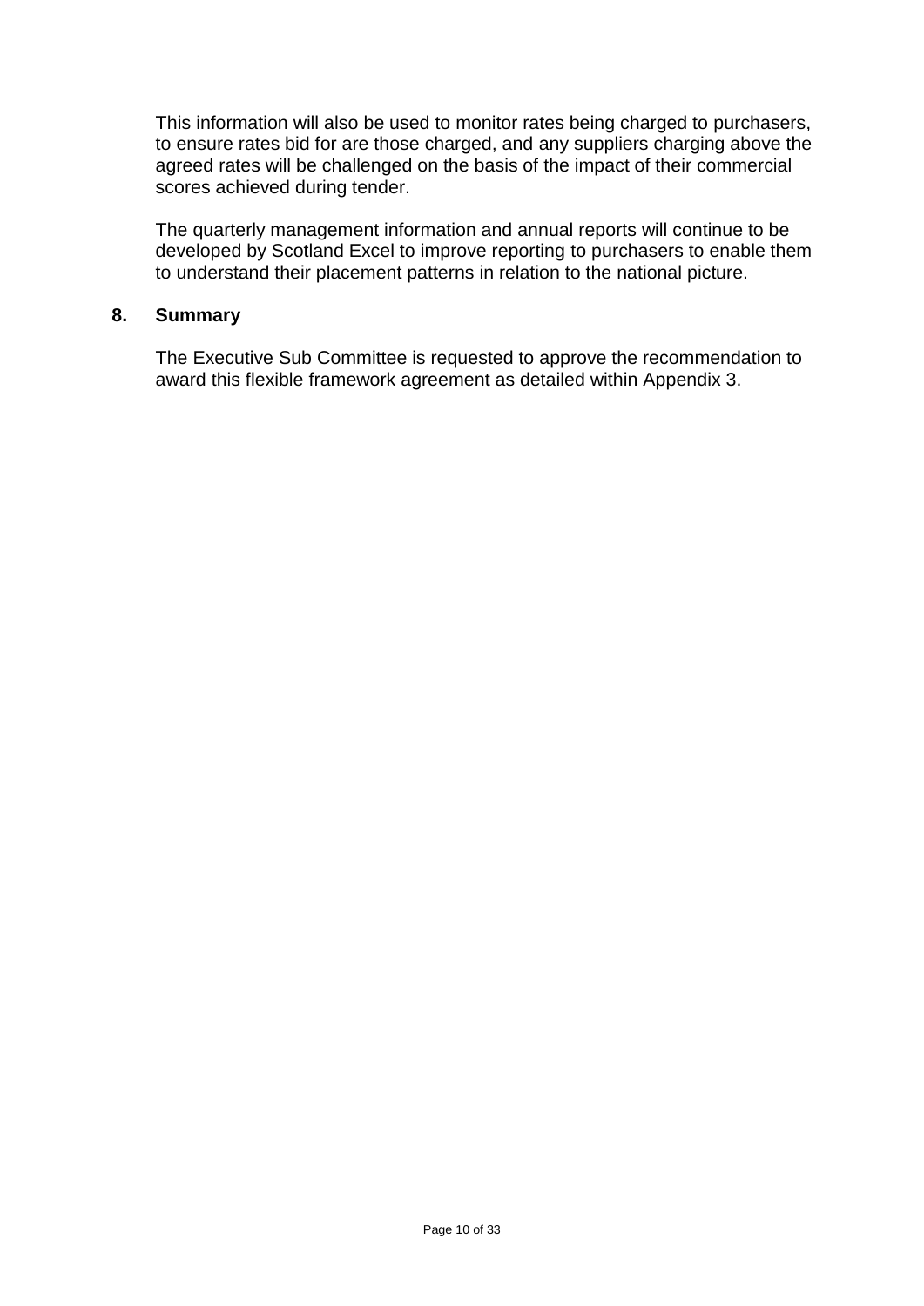This information will also be used to monitor rates being charged to purchasers, to ensure rates bid for are those charged, and any suppliers charging above the agreed rates will be challenged on the basis of the impact of their commercial scores achieved during tender.

The quarterly management information and annual reports will continue to be developed by Scotland Excel to improve reporting to purchasers to enable them to understand their placement patterns in relation to the national picture.

## 8. Summary

The Executive Sub Committee is requested to approve the recommendation to award this flexible framework agreement as detailed within Appendix 3.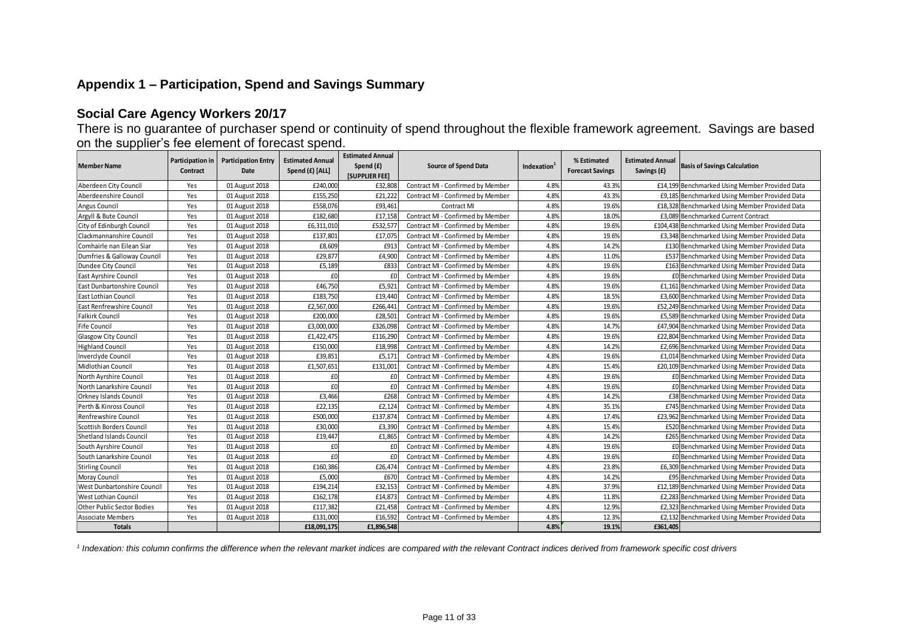## Appendix 1 – Participation, Spend and Savings Summary

### Social Care Agency Workers 20/17

There is no guarantee of purchaser spend or continuity of spend throughout the flexible framework agreement. Savings are based on the supplier's fee element of forecast spend.

| Member Name | Participation in Contract | Participation Entry Date | Estimated Annual Spend (£) [ALL] | Estimated Annual Spend (£) [SUPPLIER FEE] | Source of Spend Data | Indexation[1] | % Estimated Forecast Savings | Estimated Annual Savings (£) | Basis of Savings Calculation |
|---|---|---|---|---|---|---|---|---|---|
| Aberdeen City Council | Yes | 01 August 2018 | £240,000 | £32,808 | Contract MI - Confirmed by Member | 4.8% | 43.3% | £14,199 | Benchmarked Using Member Provided Data |
| Aberdeenshire Council | Yes | 01 August 2018 | £155,250 | £21,222 | Contract MI - Confirmed by Member | 4.8% | 43.3% | £9,185 | Benchmarked Using Member Provided Data |
| Angus Council | Yes | 01 August 2018 | £558,076 | £93,461 | Contract MI | 4.8% | 19.6% | £18,328 | Benchmarked Using Member Provided Data |
| Argyll & Bute Council | Yes | 01 August 2018 | £182,680 | £17,158 | Contract MI - Confirmed by Member | 4.8% | 18.0% | £3,089 | Benchmarked Current Contract |
| City of Edinburgh Council | Yes | 01 August 2018 | £6,311,010 | £532,577 | Contract MI - Confirmed by Member | 4.8% | 19.6% | £104,438 | Benchmarked Using Member Provided Data |
| Clackmannanshire Council | Yes | 01 August 2018 | £137,801 | £17,075 | Contract MI - Confirmed by Member | 4.8% | 19.6% | £3,348 | Benchmarked Using Member Provided Data |
| Comhairle nan Eilean Siar | Yes | 01 August 2018 | £8,609 | £913 | Contract MI - Confirmed by Member | 4.8% | 14.2% | £130 | Benchmarked Using Member Provided Data |
| Dumfries & Galloway Council | Yes | 01 August 2018 | £29,877 | £4,900 | Contract MI - Confirmed by Member | 4.8% | 11.0% | £537 | Benchmarked Using Member Provided Data |
| Dundee City Council | Yes | 01 August 2018 | £5,189 | £833 | Contract MI - Confirmed by Member | 4.8% | 19.6% | £163 | Benchmarked Using Member Provided Data |
| East Ayrshire Council | Yes | 01 August 2018 | £0 | £0 | Contract MI - Confirmed by Member | 4.8% | 19.6% | £0 | Benchmarked Using Member Provided Data |
| East Dunbartonshire Council | Yes | 01 August 2018 | £46,750 | £5,921 | Contract MI - Confirmed by Member | 4.8% | 19.6% | £1,161 | Benchmarked Using Member Provided Data |
| East Lothian Council | Yes | 01 August 2018 | £183,750 | £19,440 | Contract MI - Confirmed by Member | 4.8% | 18.5% | £3,600 | Benchmarked Using Member Provided Data |
| East Renfrewshire Council | Yes | 01 August 2018 | £2,567,000 | £266,441 | Contract MI - Confirmed by Member | 4.8% | 19.6% | £52,249 | Benchmarked Using Member Provided Data |
| Falkirk Council | Yes | 01 August 2018 | £200,000 | £28,501 | Contract MI - Confirmed by Member | 4.8% | 19.6% | £5,589 | Benchmarked Using Member Provided Data |
| Fife Council | Yes | 01 August 2018 | £3,000,000 | £326,098 | Contract MI - Confirmed by Member | 4.8% | 14.7% | £47,904 | Benchmarked Using Member Provided Data |
| Glasgow City Council | Yes | 01 August 2018 | £1,422,475 | £116,290 | Contract MI - Confirmed by Member | 4.8% | 19.6% | £22,804 | Benchmarked Using Member Provided Data |
| Highland Council | Yes | 01 August 2018 | £150,000 | £18,998 | Contract MI - Confirmed by Member | 4.8% | 14.2% | £2,696 | Benchmarked Using Member Provided Data |
| Inverclyde Council | Yes | 01 August 2018 | £39,851 | £5,171 | Contract MI - Confirmed by Member | 4.8% | 19.6% | £1,014 | Benchmarked Using Member Provided Data |
| Midlothian Council | Yes | 01 August 2018 | £1,507,651 | £131,001 | Contract MI - Confirmed by Member | 4.8% | 15.4% | £20,109 | Benchmarked Using Member Provided Data |
| North Ayrshire Council | Yes | 01 August 2018 | £0 | £0 | Contract MI - Confirmed by Member | 4.8% | 19.6% | £0 | Benchmarked Using Member Provided Data |
| North Lanarkshire Council | Yes | 01 August 2018 | £0 | £0 | Contract MI - Confirmed by Member | 4.8% | 19.6% | £0 | Benchmarked Using Member Provided Data |
| Orkney Islands Council | Yes | 01 August 2018 | £3,466 | £268 | Contract MI - Confirmed by Member | 4.8% | 14.2% | £38 | Benchmarked Using Member Provided Data |
| Perth & Kinross Council | Yes | 01 August 2018 | £22,135 | £2,124 | Contract MI - Confirmed by Member | 4.8% | 35.1% | £745 | Benchmarked Using Member Provided Data |
| Renfrewshire Council | Yes | 01 August 2018 | £500,000 | £137,874 | Contract MI - Confirmed by Member | 4.8% | 17.4% | £23,962 | Benchmarked Using Member Provided Data |
| Scottish Borders Council | Yes | 01 August 2018 | £30,000 | £3,390 | Contract MI - Confirmed by Member | 4.8% | 15.4% | £520 | Benchmarked Using Member Provided Data |
| Shetland Islands Council | Yes | 01 August 2018 | £19,447 | £1,865 | Contract MI - Confirmed by Member | 4.8% | 14.2% | £265 | Benchmarked Using Member Provided Data |
| South Ayrshire Council | Yes | 01 August 2018 | £0 | £0 | Contract MI - Confirmed by Member | 4.8% | 19.6% | £0 | Benchmarked Using Member Provided Data |
| South Lanarkshire Council | Yes | 01 August 2018 | £0 | £0 | Contract MI - Confirmed by Member | 4.8% | 19.6% | £0 | Benchmarked Using Member Provided Data |
| Stirling Council | Yes | 01 August 2018 | £160,386 | £26,474 | Contract MI - Confirmed by Member | 4.8% | 23.8% | £6,309 | Benchmarked Using Member Provided Data |
| Moray Council | Yes | 01 August 2018 | £5,000 | £670 | Contract MI - Confirmed by Member | 4.8% | 14.2% | £95 | Benchmarked Using Member Provided Data |
| West Dunbartonshire Council | Yes | 01 August 2018 | £194,214 | £32,153 | Contract MI - Confirmed by Member | 4.8% | 37.9% | £12,189 | Benchmarked Using Member Provided Data |
| West Lothian Council | Yes | 01 August 2018 | £162,178 | £14,873 | Contract MI - Confirmed by Member | 4.8% | 11.8% | £2,283 | Benchmarked Using Member Provided Data |
| Other Public Sector Bodies | Yes | 01 August 2018 | £117,382 | £21,458 | Contract MI - Confirmed by Member | 4.8% | 12.9% | £2,323 | Benchmarked Using Member Provided Data |
| Associate Members | Yes | 01 August 2018 | £131,000 | £16,592 | Contract MI - Confirmed by Member | 4.8% | 12.3% | £2,132 | Benchmarked Using Member Provided Data |
| **Totals** | | | **£18,091,175** | **£1,896,548** | | **4.8%** | **19.1%** | **£361,405** | |

*[1] Indexation: this column confirms the difference when the relevant market indices are compared with the relevant Contract indices derived from framework specific cost drivers*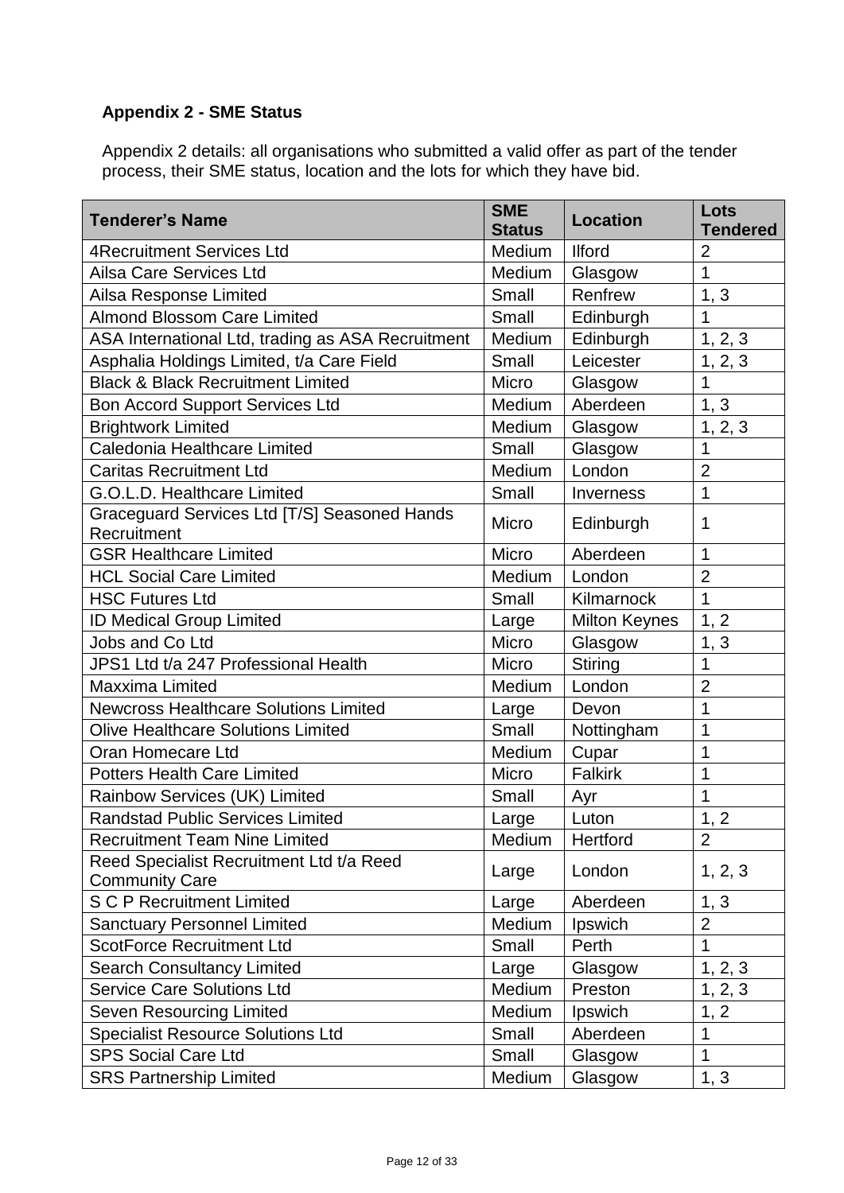## Appendix 2 - SME Status

Appendix 2 details: all organisations who submitted a valid offer as part of the tender process, their SME status, location and the lots for which they have bid.

| Tenderer's Name | SME Status | Location | Lots Tendered |
|---|---|---|---|
| 4Recruitment Services Ltd | Medium | Ilford | 2 |
| Ailsa Care Services Ltd | Medium | Glasgow | 1 |
| Ailsa Response Limited | Small | Renfrew | 1, 3 |
| Almond Blossom Care Limited | Small | Edinburgh | 1 |
| ASA International Ltd, trading as ASA Recruitment | Medium | Edinburgh | 1, 2, 3 |
| Asphalia Holdings Limited, t/a Care Field | Small | Leicester | 1, 2, 3 |
| Black & Black Recruitment Limited | Micro | Glasgow | 1 |
| Bon Accord Support Services Ltd | Medium | Aberdeen | 1, 3 |
| Brightwork Limited | Medium | Glasgow | 1, 2, 3 |
| Caledonia Healthcare Limited | Small | Glasgow | 1 |
| Caritas Recruitment Ltd | Medium | London | 2 |
| G.O.L.D. Healthcare Limited | Small | Inverness | 1 |
| Graceguard Services Ltd [T/S] Seasoned Hands Recruitment | Micro | Edinburgh | 1 |
| GSR Healthcare Limited | Micro | Aberdeen | 1 |
| HCL Social Care Limited | Medium | London | 2 |
| HSC Futures Ltd | Small | Kilmarnock | 1 |
| ID Medical Group Limited | Large | Milton Keynes | 1, 2 |
| Jobs and Co Ltd | Micro | Glasgow | 1, 3 |
| JPS1 Ltd t/a 247 Professional Health | Micro | Stiring | 1 |
| Maxxima Limited | Medium | London | 2 |
| Newcross Healthcare Solutions Limited | Large | Devon | 1 |
| Olive Healthcare Solutions Limited | Small | Nottingham | 1 |
| Oran Homecare Ltd | Medium | Cupar | 1 |
| Potters Health Care Limited | Micro | Falkirk | 1 |
| Rainbow Services (UK) Limited | Small | Ayr | 1 |
| Randstad Public Services Limited | Large | Luton | 1, 2 |
| Recruitment Team Nine Limited | Medium | Hertford | 2 |
| Reed Specialist Recruitment Ltd t/a Reed Community Care | Large | London | 1, 2, 3 |
| S C P Recruitment Limited | Large | Aberdeen | 1, 3 |
| Sanctuary Personnel Limited | Medium | Ipswich | 2 |
| ScotForce Recruitment Ltd | Small | Perth | 1 |
| Search Consultancy Limited | Large | Glasgow | 1, 2, 3 |
| Service Care Solutions Ltd | Medium | Preston | 1, 2, 3 |
| Seven Resourcing Limited | Medium | Ipswich | 1, 2 |
| Specialist Resource Solutions Ltd | Small | Aberdeen | 1 |
| SPS Social Care Ltd | Small | Glasgow | 1 |
| SRS Partnership Limited | Medium | Glasgow | 1, 3 |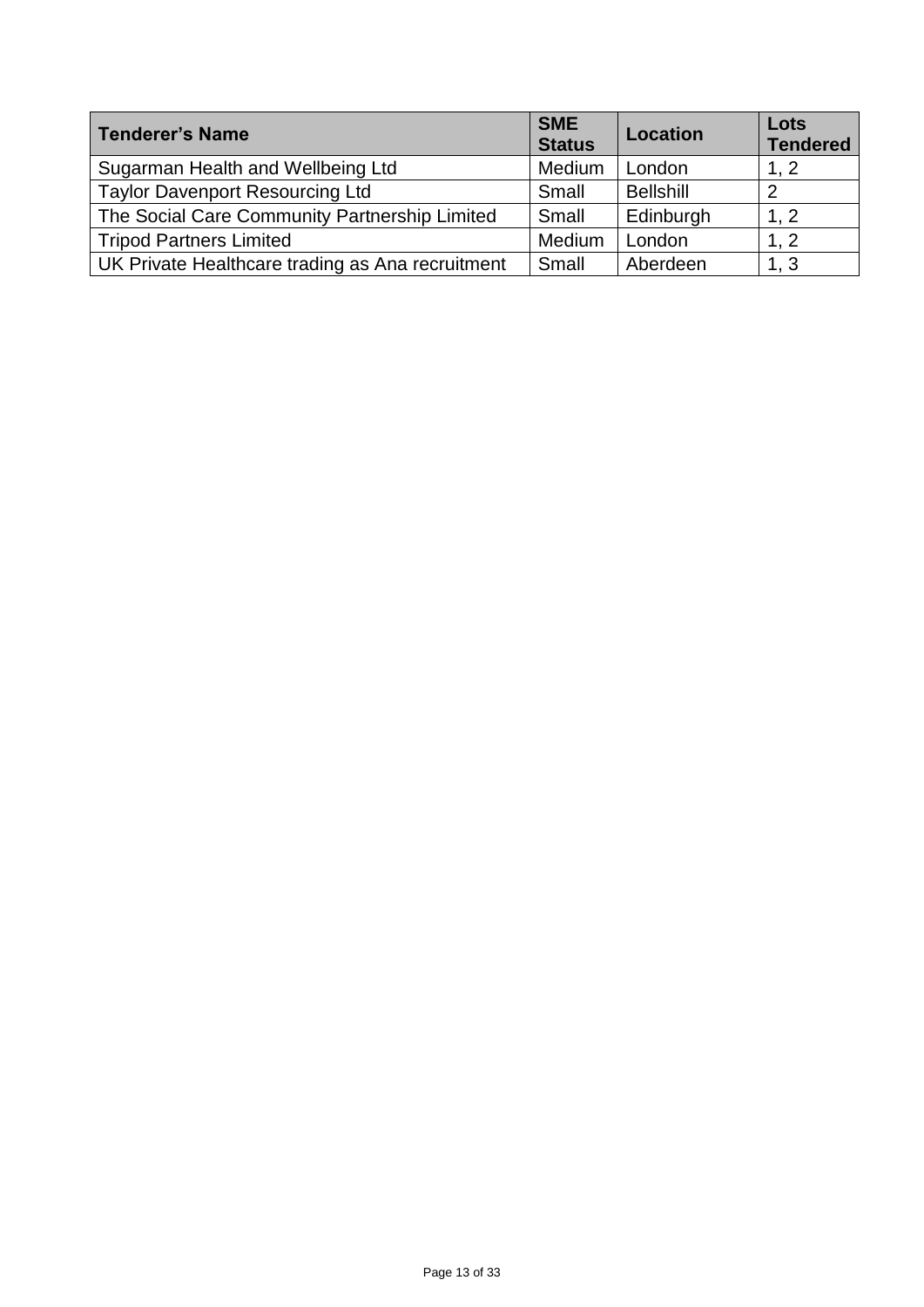| Tenderer's Name | SME Status | Location | Lots Tendered |
|---|---|---|---|
| Sugarman Health and Wellbeing Ltd | Medium | London | 1, 2 |
| Taylor Davenport Resourcing Ltd | Small | Bellshill | 2 |
| The Social Care Community Partnership Limited | Small | Edinburgh | 1, 2 |
| Tripod Partners Limited | Medium | London | 1, 2 |
| UK Private Healthcare trading as Ana recruitment | Small | Aberdeen | 1, 3 |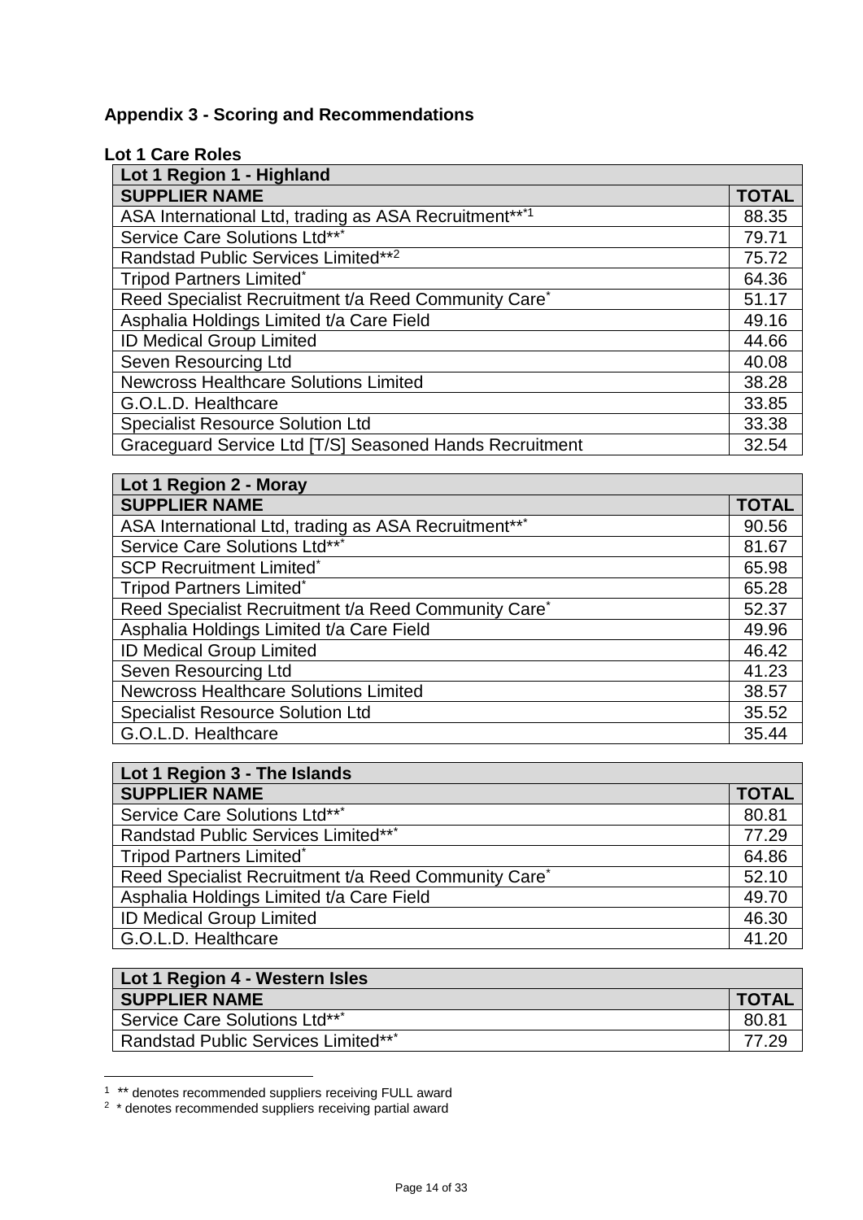## Appendix 3 - Scoring and Recommendations

### Lot 1 Care Roles

| Lot 1 Region 1 - Highland | |
|---|---|
| **SUPPLIER NAME** | **TOTAL** |
| ASA International Ltd, trading as ASA Recruitment**[*1] | 88.35 |
| Service Care Solutions Ltd**[*] | 79.71 |
| Randstad Public Services Limited**[2] | 75.72 |
| Tripod Partners Limited[*] | 64.36 |
| Reed Specialist Recruitment t/a Reed Community Care[*] | 51.17 |
| Asphalia Holdings Limited t/a Care Field | 49.16 |
| ID Medical Group Limited | 44.66 |
| Seven Resourcing Ltd | 40.08 |
| Newcross Healthcare Solutions Limited | 38.28 |
| G.O.L.D. Healthcare | 33.85 |
| Specialist Resource Solution Ltd | 33.38 |
| Graceguard Service Ltd [T/S] Seasoned Hands Recruitment | 32.54 |

| Lot 1 Region 2 - Moray | |
|---|---|
| **SUPPLIER NAME** | **TOTAL** |
| ASA International Ltd, trading as ASA Recruitment**[*] | 90.56 |
| Service Care Solutions Ltd**[*] | 81.67 |
| SCP Recruitment Limited[*] | 65.98 |
| Tripod Partners Limited[*] | 65.28 |
| Reed Specialist Recruitment t/a Reed Community Care[*] | 52.37 |
| Asphalia Holdings Limited t/a Care Field | 49.96 |
| ID Medical Group Limited | 46.42 |
| Seven Resourcing Ltd | 41.23 |
| Newcross Healthcare Solutions Limited | 38.57 |
| Specialist Resource Solution Ltd | 35.52 |
| G.O.L.D. Healthcare | 35.44 |

| Lot 1 Region 3 - The Islands | |
|---|---|
| **SUPPLIER NAME** | **TOTAL** |
| Service Care Solutions Ltd**[*] | 80.81 |
| Randstad Public Services Limited**[*] | 77.29 |
| Tripod Partners Limited[*] | 64.86 |
| Reed Specialist Recruitment t/a Reed Community Care[*] | 52.10 |
| Asphalia Holdings Limited t/a Care Field | 49.70 |
| ID Medical Group Limited | 46.30 |
| G.O.L.D. Healthcare | 41.20 |

| Lot 1 Region 4 - Western Isles | |
|---|---|
| **SUPPLIER NAME** | **TOTAL** |
| Service Care Solutions Ltd**[*] | 80.81 |
| Randstad Public Services Limited**[*] | 77.29 |

[1] ** denotes recommended suppliers receiving FULL award

[2] * denotes recommended suppliers receiving partial award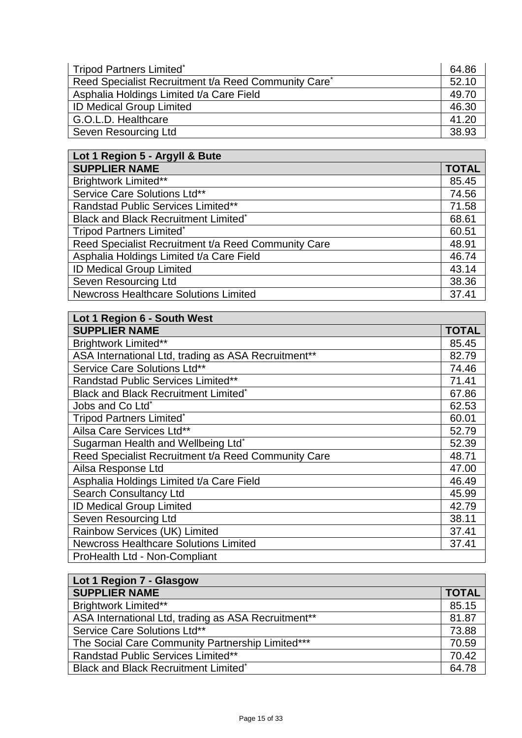| | |
|---|---|
| Tripod Partners Limited* | 64.86 |
| Reed Specialist Recruitment t/a Reed Community Care* | 52.10 |
| Asphalia Holdings Limited t/a Care Field | 49.70 |
| ID Medical Group Limited | 46.30 |
| G.O.L.D. Healthcare | 41.20 |
| Seven Resourcing Ltd | 38.93 |

| **Lot 1 Region 5 - Argyll & Bute** | |
|---|---|
| **SUPPLIER NAME** | **TOTAL** |
| Brightwork Limited** | 85.45 |
| Service Care Solutions Ltd** | 74.56 |
| Randstad Public Services Limited** | 71.58 |
| Black and Black Recruitment Limited* | 68.61 |
| Tripod Partners Limited* | 60.51 |
| Reed Specialist Recruitment t/a Reed Community Care | 48.91 |
| Asphalia Holdings Limited t/a Care Field | 46.74 |
| ID Medical Group Limited | 43.14 |
| Seven Resourcing Ltd | 38.36 |
| Newcross Healthcare Solutions Limited | 37.41 |

| **Lot 1 Region 6 - South West** | |
|---|---|
| **SUPPLIER NAME** | **TOTAL** |
| Brightwork Limited** | 85.45 |
| ASA International Ltd, trading as ASA Recruitment** | 82.79 |
| Service Care Solutions Ltd** | 74.46 |
| Randstad Public Services Limited** | 71.41 |
| Black and Black Recruitment Limited* | 67.86 |
| Jobs and Co Ltd* | 62.53 |
| Tripod Partners Limited* | 60.01 |
| Ailsa Care Services Ltd** | 52.79 |
| Sugarman Health and Wellbeing Ltd* | 52.39 |
| Reed Specialist Recruitment t/a Reed Community Care | 48.71 |
| Ailsa Response Ltd | 47.00 |
| Asphalia Holdings Limited t/a Care Field | 46.49 |
| Search Consultancy Ltd | 45.99 |
| ID Medical Group Limited | 42.79 |
| Seven Resourcing Ltd | 38.11 |
| Rainbow Services (UK) Limited | 37.41 |
| Newcross Healthcare Solutions Limited | 37.41 |
| ProHealth Ltd - Non-Compliant | |

| **Lot 1 Region 7 - Glasgow** | |
|---|---|
| **SUPPLIER NAME** | **TOTAL** |
| Brightwork Limited** | 85.15 |
| ASA International Ltd, trading as ASA Recruitment** | 81.87 |
| Service Care Solutions Ltd** | 73.88 |
| The Social Care Community Partnership Limited*** | 70.59 |
| Randstad Public Services Limited** | 70.42 |
| Black and Black Recruitment Limited* | 64.78 |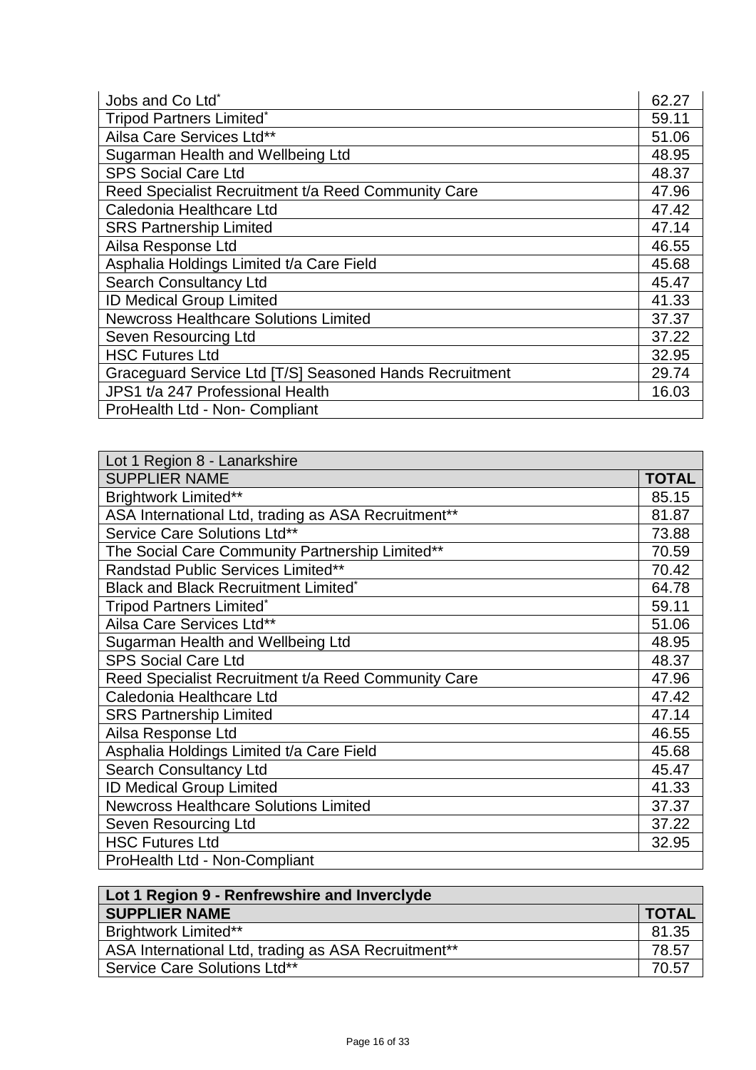| | |
|---|---|
| Jobs and Co Ltd* | 62.27 |
| Tripod Partners Limited* | 59.11 |
| Ailsa Care Services Ltd** | 51.06 |
| Sugarman Health and Wellbeing Ltd | 48.95 |
| SPS Social Care Ltd | 48.37 |
| Reed Specialist Recruitment t/a Reed Community Care | 47.96 |
| Caledonia Healthcare Ltd | 47.42 |
| SRS Partnership Limited | 47.14 |
| Ailsa Response Ltd | 46.55 |
| Asphalia Holdings Limited t/a Care Field | 45.68 |
| Search Consultancy Ltd | 45.47 |
| ID Medical Group Limited | 41.33 |
| Newcross Healthcare Solutions Limited | 37.37 |
| Seven Resourcing Ltd | 37.22 |
| HSC Futures Ltd | 32.95 |
| Graceguard Service Ltd [T/S] Seasoned Hands Recruitment | 29.74 |
| JPS1 t/a 247 Professional Health | 16.03 |
| ProHealth Ltd - Non- Compliant | |

| Lot 1 Region 8 - Lanarkshire | |
|---|---|
| SUPPLIER NAME | **TOTAL** |
| Brightwork Limited** | 85.15 |
| ASA International Ltd, trading as ASA Recruitment** | 81.87 |
| Service Care Solutions Ltd** | 73.88 |
| The Social Care Community Partnership Limited** | 70.59 |
| Randstad Public Services Limited** | 70.42 |
| Black and Black Recruitment Limited* | 64.78 |
| Tripod Partners Limited* | 59.11 |
| Ailsa Care Services Ltd** | 51.06 |
| Sugarman Health and Wellbeing Ltd | 48.95 |
| SPS Social Care Ltd | 48.37 |
| Reed Specialist Recruitment t/a Reed Community Care | 47.96 |
| Caledonia Healthcare Ltd | 47.42 |
| SRS Partnership Limited | 47.14 |
| Ailsa Response Ltd | 46.55 |
| Asphalia Holdings Limited t/a Care Field | 45.68 |
| Search Consultancy Ltd | 45.47 |
| ID Medical Group Limited | 41.33 |
| Newcross Healthcare Solutions Limited | 37.37 |
| Seven Resourcing Ltd | 37.22 |
| HSC Futures Ltd | 32.95 |
| ProHealth Ltd - Non-Compliant | |

| **Lot 1 Region 9 - Renfrewshire and Inverclyde** | |
|---|---|
| **SUPPLIER NAME** | **TOTAL** |
| Brightwork Limited** | 81.35 |
| ASA International Ltd, trading as ASA Recruitment** | 78.57 |
| Service Care Solutions Ltd** | 70.57 |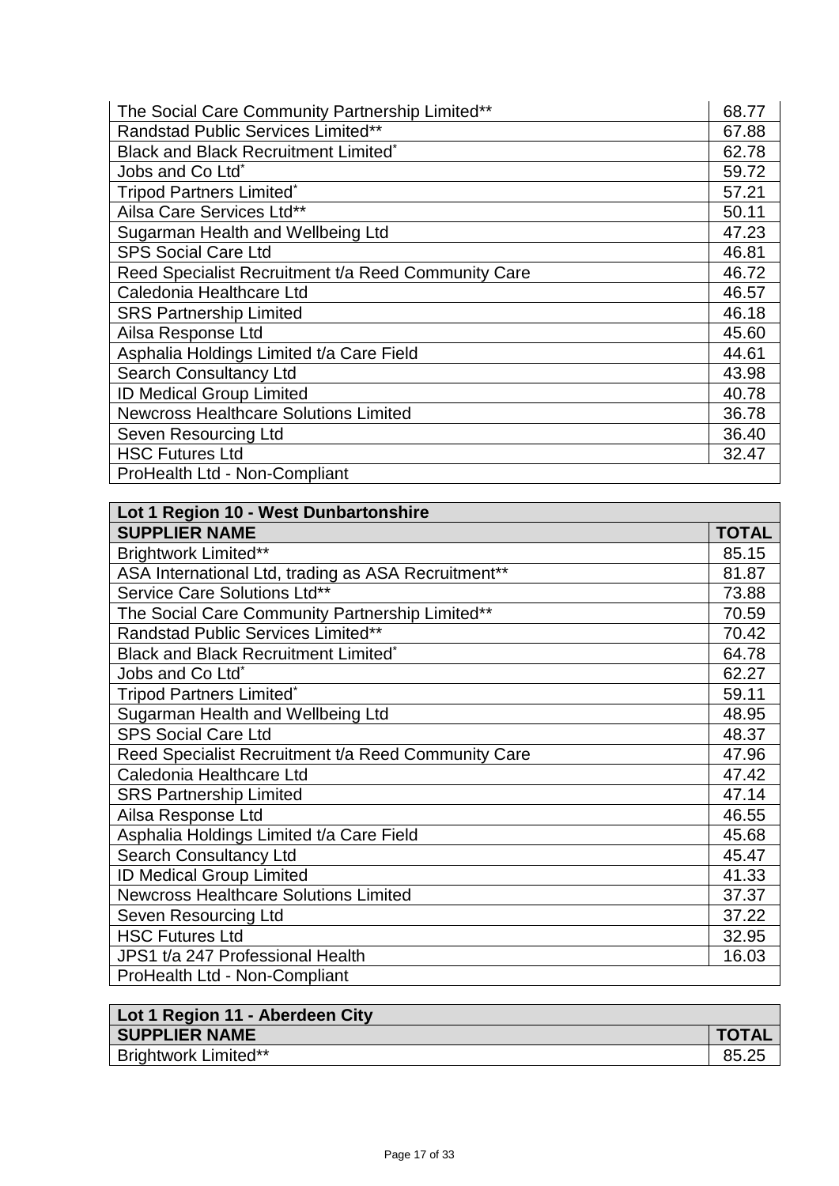| | |
|---|---|
| The Social Care Community Partnership Limited** | 68.77 |
| Randstad Public Services Limited** | 67.88 |
| Black and Black Recruitment Limited* | 62.78 |
| Jobs and Co Ltd* | 59.72 |
| Tripod Partners Limited* | 57.21 |
| Ailsa Care Services Ltd** | 50.11 |
| Sugarman Health and Wellbeing Ltd | 47.23 |
| SPS Social Care Ltd | 46.81 |
| Reed Specialist Recruitment t/a Reed Community Care | 46.72 |
| Caledonia Healthcare Ltd | 46.57 |
| SRS Partnership Limited | 46.18 |
| Ailsa Response Ltd | 45.60 |
| Asphalia Holdings Limited t/a Care Field | 44.61 |
| Search Consultancy Ltd | 43.98 |
| ID Medical Group Limited | 40.78 |
| Newcross Healthcare Solutions Limited | 36.78 |
| Seven Resourcing Ltd | 36.40 |
| HSC Futures Ltd | 32.47 |
| ProHealth Ltd - Non-Compliant | |

| **Lot 1 Region 10 - West Dunbartonshire** | |
|---|---|
| **SUPPLIER NAME** | **TOTAL** |
| Brightwork Limited** | 85.15 |
| ASA International Ltd, trading as ASA Recruitment** | 81.87 |
| Service Care Solutions Ltd** | 73.88 |
| The Social Care Community Partnership Limited** | 70.59 |
| Randstad Public Services Limited** | 70.42 |
| Black and Black Recruitment Limited* | 64.78 |
| Jobs and Co Ltd* | 62.27 |
| Tripod Partners Limited* | 59.11 |
| Sugarman Health and Wellbeing Ltd | 48.95 |
| SPS Social Care Ltd | 48.37 |
| Reed Specialist Recruitment t/a Reed Community Care | 47.96 |
| Caledonia Healthcare Ltd | 47.42 |
| SRS Partnership Limited | 47.14 |
| Ailsa Response Ltd | 46.55 |
| Asphalia Holdings Limited t/a Care Field | 45.68 |
| Search Consultancy Ltd | 45.47 |
| ID Medical Group Limited | 41.33 |
| Newcross Healthcare Solutions Limited | 37.37 |
| Seven Resourcing Ltd | 37.22 |
| HSC Futures Ltd | 32.95 |
| JPS1 t/a 247 Professional Health | 16.03 |
| ProHealth Ltd - Non-Compliant | |

| **Lot 1 Region 11 - Aberdeen City** | |
|---|---|
| **SUPPLIER NAME** | **TOTAL** |
| Brightwork Limited** | 85.25 |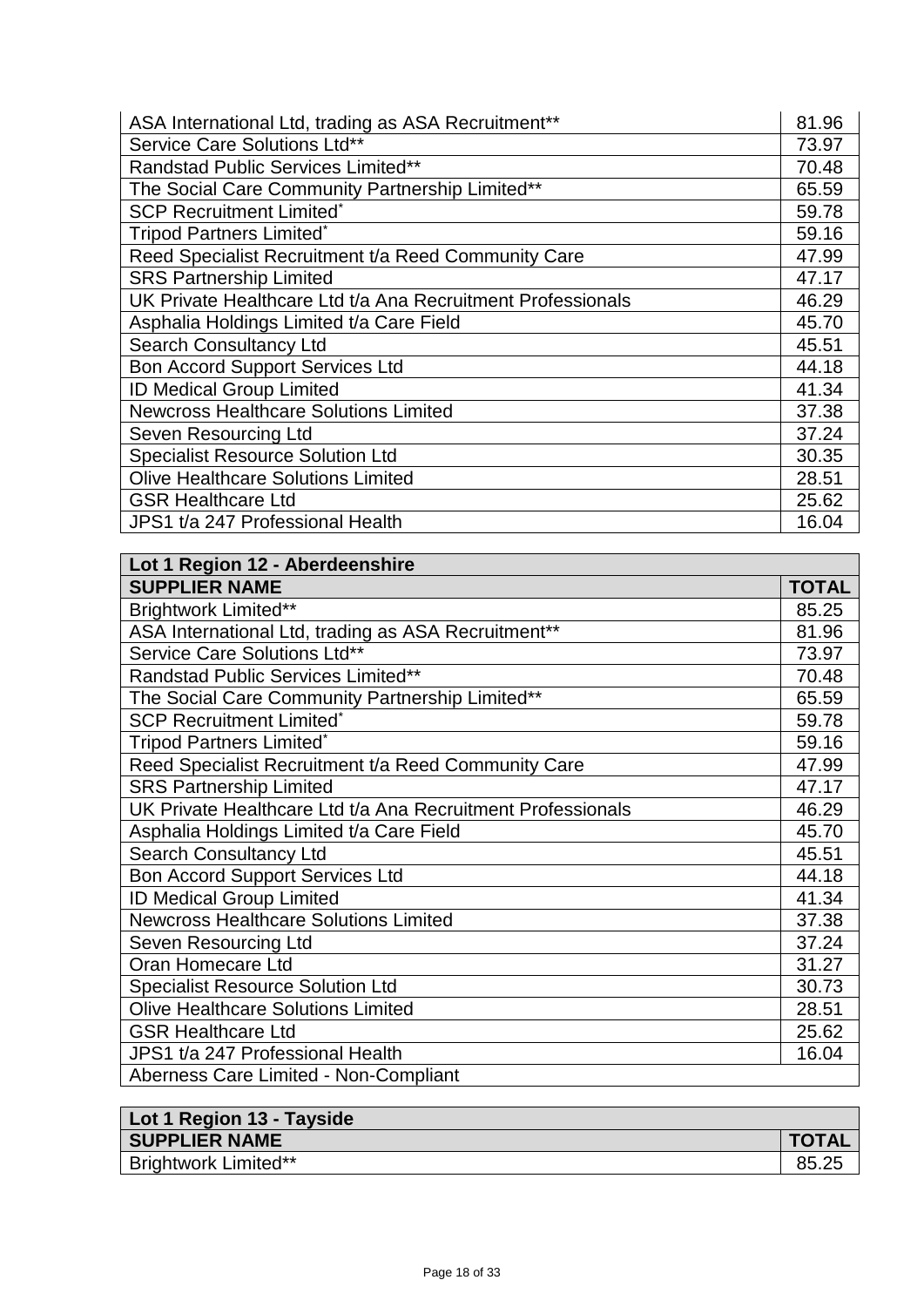| | |
|---|---|
| ASA International Ltd, trading as ASA Recruitment** | 81.96 |
| Service Care Solutions Ltd** | 73.97 |
| Randstad Public Services Limited** | 70.48 |
| The Social Care Community Partnership Limited** | 65.59 |
| SCP Recruitment Limited* | 59.78 |
| Tripod Partners Limited* | 59.16 |
| Reed Specialist Recruitment t/a Reed Community Care | 47.99 |
| SRS Partnership Limited | 47.17 |
| UK Private Healthcare Ltd t/a Ana Recruitment Professionals | 46.29 |
| Asphalia Holdings Limited t/a Care Field | 45.70 |
| Search Consultancy Ltd | 45.51 |
| Bon Accord Support Services Ltd | 44.18 |
| ID Medical Group Limited | 41.34 |
| Newcross Healthcare Solutions Limited | 37.38 |
| Seven Resourcing Ltd | 37.24 |
| Specialist Resource Solution Ltd | 30.35 |
| Olive Healthcare Solutions Limited | 28.51 |
| GSR Healthcare Ltd | 25.62 |
| JPS1 t/a 247 Professional Health | 16.04 |

| **Lot 1 Region 12 - Aberdeenshire** | |
|---|---|
| **SUPPLIER NAME** | **TOTAL** |
| Brightwork Limited** | 85.25 |
| ASA International Ltd, trading as ASA Recruitment** | 81.96 |
| Service Care Solutions Ltd** | 73.97 |
| Randstad Public Services Limited** | 70.48 |
| The Social Care Community Partnership Limited** | 65.59 |
| SCP Recruitment Limited* | 59.78 |
| Tripod Partners Limited* | 59.16 |
| Reed Specialist Recruitment t/a Reed Community Care | 47.99 |
| SRS Partnership Limited | 47.17 |
| UK Private Healthcare Ltd t/a Ana Recruitment Professionals | 46.29 |
| Asphalia Holdings Limited t/a Care Field | 45.70 |
| Search Consultancy Ltd | 45.51 |
| Bon Accord Support Services Ltd | 44.18 |
| ID Medical Group Limited | 41.34 |
| Newcross Healthcare Solutions Limited | 37.38 |
| Seven Resourcing Ltd | 37.24 |
| Oran Homecare Ltd | 31.27 |
| Specialist Resource Solution Ltd | 30.73 |
| Olive Healthcare Solutions Limited | 28.51 |
| GSR Healthcare Ltd | 25.62 |
| JPS1 t/a 247 Professional Health | 16.04 |
| Aberness Care Limited - Non-Compliant | |

| **Lot 1 Region 13 - Tayside** | |
|---|---|
| **SUPPLIER NAME** | **TOTAL** |
| Brightwork Limited** | 85.25 |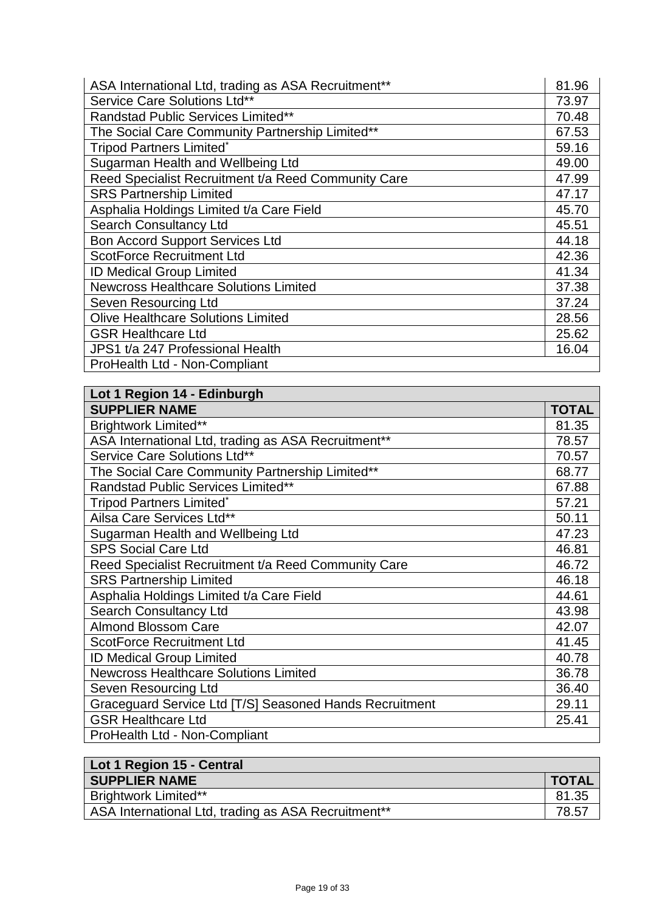| | |
|---|---|
| ASA International Ltd, trading as ASA Recruitment** | 81.96 |
| Service Care Solutions Ltd** | 73.97 |
| Randstad Public Services Limited** | 70.48 |
| The Social Care Community Partnership Limited** | 67.53 |
| Tripod Partners Limited* | 59.16 |
| Sugarman Health and Wellbeing Ltd | 49.00 |
| Reed Specialist Recruitment t/a Reed Community Care | 47.99 |
| SRS Partnership Limited | 47.17 |
| Asphalia Holdings Limited t/a Care Field | 45.70 |
| Search Consultancy Ltd | 45.51 |
| Bon Accord Support Services Ltd | 44.18 |
| ScotForce Recruitment Ltd | 42.36 |
| ID Medical Group Limited | 41.34 |
| Newcross Healthcare Solutions Limited | 37.38 |
| Seven Resourcing Ltd | 37.24 |
| Olive Healthcare Solutions Limited | 28.56 |
| GSR Healthcare Ltd | 25.62 |
| JPS1 t/a 247 Professional Health | 16.04 |
| ProHealth Ltd - Non-Compliant | |

| **Lot 1 Region 14 - Edinburgh** | |
|---|---|
| **SUPPLIER NAME** | **TOTAL** |
| Brightwork Limited** | 81.35 |
| ASA International Ltd, trading as ASA Recruitment** | 78.57 |
| Service Care Solutions Ltd** | 70.57 |
| The Social Care Community Partnership Limited** | 68.77 |
| Randstad Public Services Limited** | 67.88 |
| Tripod Partners Limited* | 57.21 |
| Ailsa Care Services Ltd** | 50.11 |
| Sugarman Health and Wellbeing Ltd | 47.23 |
| SPS Social Care Ltd | 46.81 |
| Reed Specialist Recruitment t/a Reed Community Care | 46.72 |
| SRS Partnership Limited | 46.18 |
| Asphalia Holdings Limited t/a Care Field | 44.61 |
| Search Consultancy Ltd | 43.98 |
| Almond Blossom Care | 42.07 |
| ScotForce Recruitment Ltd | 41.45 |
| ID Medical Group Limited | 40.78 |
| Newcross Healthcare Solutions Limited | 36.78 |
| Seven Resourcing Ltd | 36.40 |
| Graceguard Service Ltd [T/S] Seasoned Hands Recruitment | 29.11 |
| GSR Healthcare Ltd | 25.41 |
| ProHealth Ltd - Non-Compliant | |

| **Lot 1 Region 15 - Central** | |
|---|---|
| **SUPPLIER NAME** | **TOTAL** |
| Brightwork Limited** | 81.35 |
| ASA International Ltd, trading as ASA Recruitment** | 78.57 |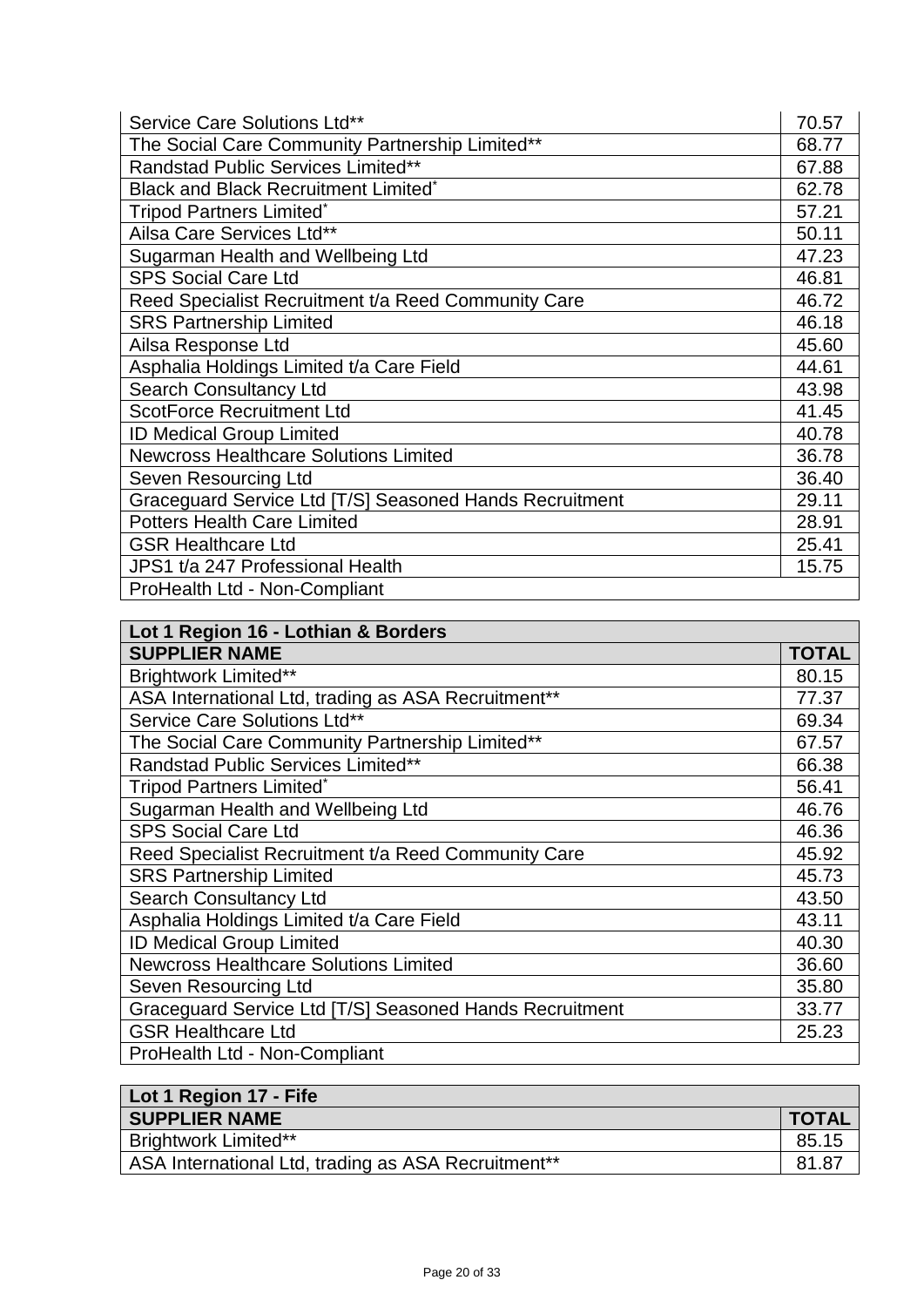| | |
|---|---|
| Service Care Solutions Ltd** | 70.57 |
| The Social Care Community Partnership Limited** | 68.77 |
| Randstad Public Services Limited** | 67.88 |
| Black and Black Recruitment Limited* | 62.78 |
| Tripod Partners Limited* | 57.21 |
| Ailsa Care Services Ltd** | 50.11 |
| Sugarman Health and Wellbeing Ltd | 47.23 |
| SPS Social Care Ltd | 46.81 |
| Reed Specialist Recruitment t/a Reed Community Care | 46.72 |
| SRS Partnership Limited | 46.18 |
| Ailsa Response Ltd | 45.60 |
| Asphalia Holdings Limited t/a Care Field | 44.61 |
| Search Consultancy Ltd | 43.98 |
| ScotForce Recruitment Ltd | 41.45 |
| ID Medical Group Limited | 40.78 |
| Newcross Healthcare Solutions Limited | 36.78 |
| Seven Resourcing Ltd | 36.40 |
| Graceguard Service Ltd [T/S] Seasoned Hands Recruitment | 29.11 |
| Potters Health Care Limited | 28.91 |
| GSR Healthcare Ltd | 25.41 |
| JPS1 t/a 247 Professional Health | 15.75 |
| ProHealth Ltd - Non-Compliant | |

| Lot 1 Region 16 - Lothian & Borders | |
|---|---|
| **SUPPLIER NAME** | **TOTAL** |
| Brightwork Limited** | 80.15 |
| ASA International Ltd, trading as ASA Recruitment** | 77.37 |
| Service Care Solutions Ltd** | 69.34 |
| The Social Care Community Partnership Limited** | 67.57 |
| Randstad Public Services Limited** | 66.38 |
| Tripod Partners Limited* | 56.41 |
| Sugarman Health and Wellbeing Ltd | 46.76 |
| SPS Social Care Ltd | 46.36 |
| Reed Specialist Recruitment t/a Reed Community Care | 45.92 |
| SRS Partnership Limited | 45.73 |
| Search Consultancy Ltd | 43.50 |
| Asphalia Holdings Limited t/a Care Field | 43.11 |
| ID Medical Group Limited | 40.30 |
| Newcross Healthcare Solutions Limited | 36.60 |
| Seven Resourcing Ltd | 35.80 |
| Graceguard Service Ltd [T/S] Seasoned Hands Recruitment | 33.77 |
| GSR Healthcare Ltd | 25.23 |
| ProHealth Ltd - Non-Compliant | |

| Lot 1 Region 17 - Fife | |
|---|---|
| **SUPPLIER NAME** | **TOTAL** |
| Brightwork Limited** | 85.15 |
| ASA International Ltd, trading as ASA Recruitment** | 81.87 |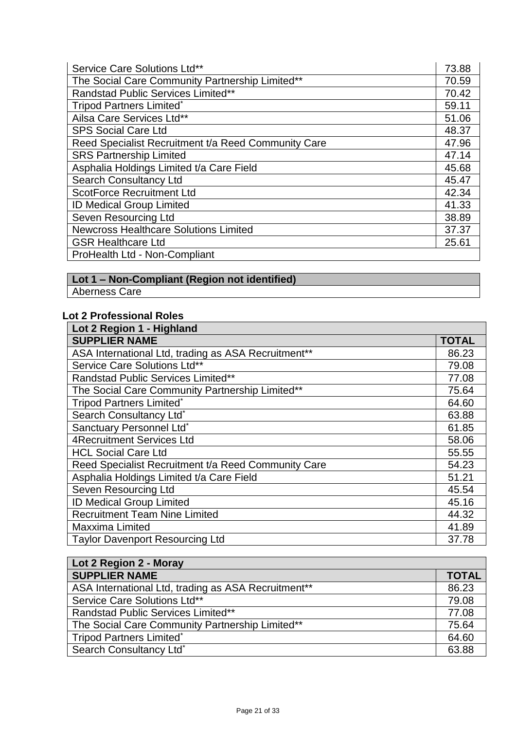| | |
|---|---|
| Service Care Solutions Ltd** | 73.88 |
| The Social Care Community Partnership Limited** | 70.59 |
| Randstad Public Services Limited** | 70.42 |
| Tripod Partners Limited* | 59.11 |
| Ailsa Care Services Ltd** | 51.06 |
| SPS Social Care Ltd | 48.37 |
| Reed Specialist Recruitment t/a Reed Community Care | 47.96 |
| SRS Partnership Limited | 47.14 |
| Asphalia Holdings Limited t/a Care Field | 45.68 |
| Search Consultancy Ltd | 45.47 |
| ScotForce Recruitment Ltd | 42.34 |
| ID Medical Group Limited | 41.33 |
| Seven Resourcing Ltd | 38.89 |
| Newcross Healthcare Solutions Limited | 37.37 |
| GSR Healthcare Ltd | 25.61 |
| ProHealth Ltd - Non-Compliant | |

| **Lot 1 – Non-Compliant (Region not identified)** |
|---|
| Aberness Care |

### Lot 2 Professional Roles

| **Lot 2 Region 1 - Highland** | |
|---|---|
| **SUPPLIER NAME** | **TOTAL** |
| ASA International Ltd, trading as ASA Recruitment** | 86.23 |
| Service Care Solutions Ltd** | 79.08 |
| Randstad Public Services Limited** | 77.08 |
| The Social Care Community Partnership Limited** | 75.64 |
| Tripod Partners Limited* | 64.60 |
| Search Consultancy Ltd* | 63.88 |
| Sanctuary Personnel Ltd* | 61.85 |
| 4Recruitment Services Ltd | 58.06 |
| HCL Social Care Ltd | 55.55 |
| Reed Specialist Recruitment t/a Reed Community Care | 54.23 |
| Asphalia Holdings Limited t/a Care Field | 51.21 |
| Seven Resourcing Ltd | 45.54 |
| ID Medical Group Limited | 45.16 |
| Recruitment Team Nine Limited | 44.32 |
| Maxxima Limited | 41.89 |
| Taylor Davenport Resourcing Ltd | 37.78 |

| **Lot 2 Region 2 - Moray** | |
|---|---|
| **SUPPLIER NAME** | **TOTAL** |
| ASA International Ltd, trading as ASA Recruitment** | 86.23 |
| Service Care Solutions Ltd** | 79.08 |
| Randstad Public Services Limited** | 77.08 |
| The Social Care Community Partnership Limited** | 75.64 |
| Tripod Partners Limited* | 64.60 |
| Search Consultancy Ltd* | 63.88 |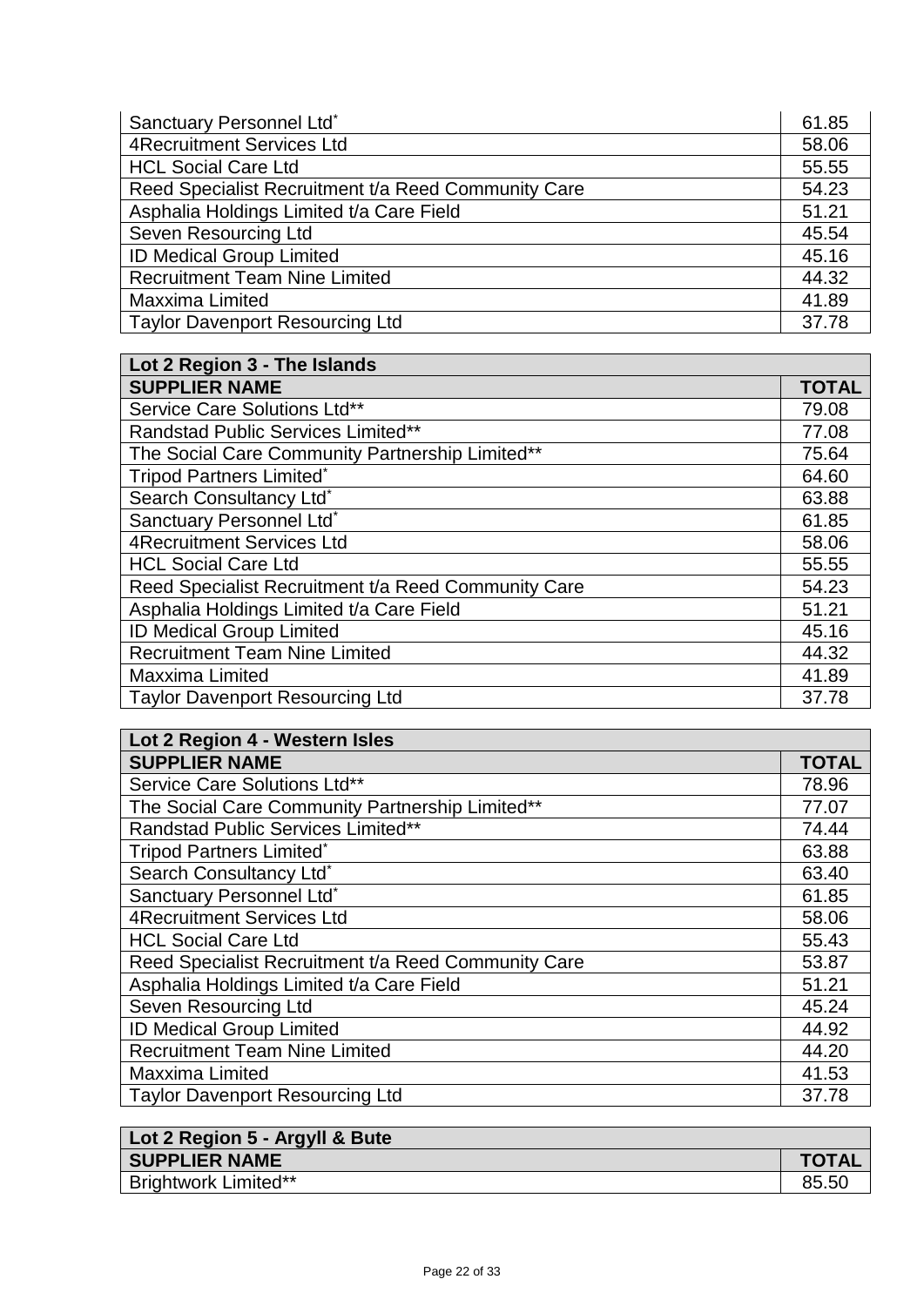| | |
|---|---|
| Sanctuary Personnel Ltd* | 61.85 |
| 4Recruitment Services Ltd | 58.06 |
| HCL Social Care Ltd | 55.55 |
| Reed Specialist Recruitment t/a Reed Community Care | 54.23 |
| Asphalia Holdings Limited t/a Care Field | 51.21 |
| Seven Resourcing Ltd | 45.54 |
| ID Medical Group Limited | 45.16 |
| Recruitment Team Nine Limited | 44.32 |
| Maxxima Limited | 41.89 |
| Taylor Davenport Resourcing Ltd | 37.78 |

| **Lot 2 Region 3 - The Islands** | |
|---|---|
| **SUPPLIER NAME** | **TOTAL** |
| Service Care Solutions Ltd** | 79.08 |
| Randstad Public Services Limited** | 77.08 |
| The Social Care Community Partnership Limited** | 75.64 |
| Tripod Partners Limited* | 64.60 |
| Search Consultancy Ltd* | 63.88 |
| Sanctuary Personnel Ltd* | 61.85 |
| 4Recruitment Services Ltd | 58.06 |
| HCL Social Care Ltd | 55.55 |
| Reed Specialist Recruitment t/a Reed Community Care | 54.23 |
| Asphalia Holdings Limited t/a Care Field | 51.21 |
| ID Medical Group Limited | 45.16 |
| Recruitment Team Nine Limited | 44.32 |
| Maxxima Limited | 41.89 |
| Taylor Davenport Resourcing Ltd | 37.78 |

| **Lot 2 Region 4 - Western Isles** | |
|---|---|
| **SUPPLIER NAME** | **TOTAL** |
| Service Care Solutions Ltd** | 78.96 |
| The Social Care Community Partnership Limited** | 77.07 |
| Randstad Public Services Limited** | 74.44 |
| Tripod Partners Limited* | 63.88 |
| Search Consultancy Ltd* | 63.40 |
| Sanctuary Personnel Ltd* | 61.85 |
| 4Recruitment Services Ltd | 58.06 |
| HCL Social Care Ltd | 55.43 |
| Reed Specialist Recruitment t/a Reed Community Care | 53.87 |
| Asphalia Holdings Limited t/a Care Field | 51.21 |
| Seven Resourcing Ltd | 45.24 |
| ID Medical Group Limited | 44.92 |
| Recruitment Team Nine Limited | 44.20 |
| Maxxima Limited | 41.53 |
| Taylor Davenport Resourcing Ltd | 37.78 |

| **Lot 2 Region 5 - Argyll & Bute** | |
|---|---|
| **SUPPLIER NAME** | **TOTAL** |
| Brightwork Limited** | 85.50 |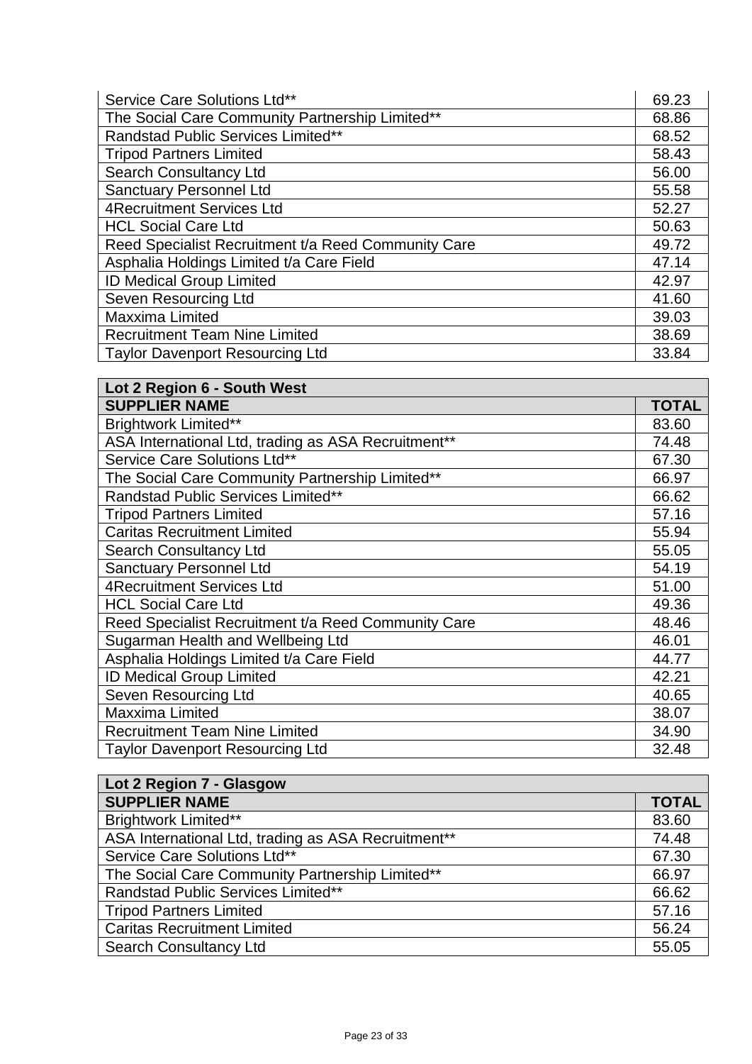| | |
|---|---|
| Service Care Solutions Ltd** | 69.23 |
| The Social Care Community Partnership Limited** | 68.86 |
| Randstad Public Services Limited** | 68.52 |
| Tripod Partners Limited | 58.43 |
| Search Consultancy Ltd | 56.00 |
| Sanctuary Personnel Ltd | 55.58 |
| 4Recruitment Services Ltd | 52.27 |
| HCL Social Care Ltd | 50.63 |
| Reed Specialist Recruitment t/a Reed Community Care | 49.72 |
| Asphalia Holdings Limited t/a Care Field | 47.14 |
| ID Medical Group Limited | 42.97 |
| Seven Resourcing Ltd | 41.60 |
| Maxxima Limited | 39.03 |
| Recruitment Team Nine Limited | 38.69 |
| Taylor Davenport Resourcing Ltd | 33.84 |

| **Lot 2 Region 6 - South West** | |
|---|---|
| **SUPPLIER NAME** | **TOTAL** |
| Brightwork Limited** | 83.60 |
| ASA International Ltd, trading as ASA Recruitment** | 74.48 |
| Service Care Solutions Ltd** | 67.30 |
| The Social Care Community Partnership Limited** | 66.97 |
| Randstad Public Services Limited** | 66.62 |
| Tripod Partners Limited | 57.16 |
| Caritas Recruitment Limited | 55.94 |
| Search Consultancy Ltd | 55.05 |
| Sanctuary Personnel Ltd | 54.19 |
| 4Recruitment Services Ltd | 51.00 |
| HCL Social Care Ltd | 49.36 |
| Reed Specialist Recruitment t/a Reed Community Care | 48.46 |
| Sugarman Health and Wellbeing Ltd | 46.01 |
| Asphalia Holdings Limited t/a Care Field | 44.77 |
| ID Medical Group Limited | 42.21 |
| Seven Resourcing Ltd | 40.65 |
| Maxxima Limited | 38.07 |
| Recruitment Team Nine Limited | 34.90 |
| Taylor Davenport Resourcing Ltd | 32.48 |

| **Lot 2 Region 7 - Glasgow** | |
|---|---|
| **SUPPLIER NAME** | **TOTAL** |
| Brightwork Limited** | 83.60 |
| ASA International Ltd, trading as ASA Recruitment** | 74.48 |
| Service Care Solutions Ltd** | 67.30 |
| The Social Care Community Partnership Limited** | 66.97 |
| Randstad Public Services Limited** | 66.62 |
| Tripod Partners Limited | 57.16 |
| Caritas Recruitment Limited | 56.24 |
| Search Consultancy Ltd | 55.05 |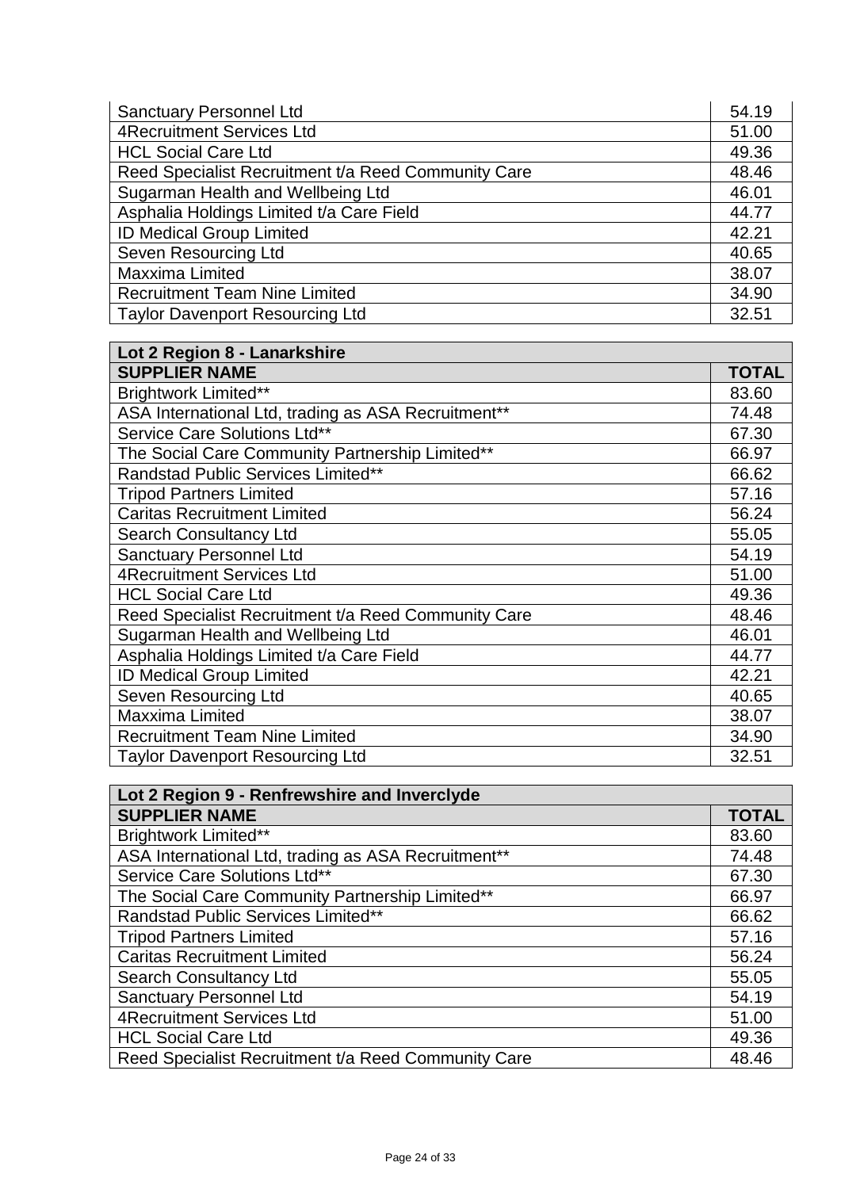| | |
|---|---|
| Sanctuary Personnel Ltd | 54.19 |
| 4Recruitment Services Ltd | 51.00 |
| HCL Social Care Ltd | 49.36 |
| Reed Specialist Recruitment t/a Reed Community Care | 48.46 |
| Sugarman Health and Wellbeing Ltd | 46.01 |
| Asphalia Holdings Limited t/a Care Field | 44.77 |
| ID Medical Group Limited | 42.21 |
| Seven Resourcing Ltd | 40.65 |
| Maxxima Limited | 38.07 |
| Recruitment Team Nine Limited | 34.90 |
| Taylor Davenport Resourcing Ltd | 32.51 |

| Lot 2 Region 8 - Lanarkshire | |
|---|---|
| **SUPPLIER NAME** | **TOTAL** |
| Brightwork Limited** | 83.60 |
| ASA International Ltd, trading as ASA Recruitment** | 74.48 |
| Service Care Solutions Ltd** | 67.30 |
| The Social Care Community Partnership Limited** | 66.97 |
| Randstad Public Services Limited** | 66.62 |
| Tripod Partners Limited | 57.16 |
| Caritas Recruitment Limited | 56.24 |
| Search Consultancy Ltd | 55.05 |
| Sanctuary Personnel Ltd | 54.19 |
| 4Recruitment Services Ltd | 51.00 |
| HCL Social Care Ltd | 49.36 |
| Reed Specialist Recruitment t/a Reed Community Care | 48.46 |
| Sugarman Health and Wellbeing Ltd | 46.01 |
| Asphalia Holdings Limited t/a Care Field | 44.77 |
| ID Medical Group Limited | 42.21 |
| Seven Resourcing Ltd | 40.65 |
| Maxxima Limited | 38.07 |
| Recruitment Team Nine Limited | 34.90 |
| Taylor Davenport Resourcing Ltd | 32.51 |

| Lot 2 Region 9 - Renfrewshire and Inverclyde | |
|---|---|
| **SUPPLIER NAME** | **TOTAL** |
| Brightwork Limited** | 83.60 |
| ASA International Ltd, trading as ASA Recruitment** | 74.48 |
| Service Care Solutions Ltd** | 67.30 |
| The Social Care Community Partnership Limited** | 66.97 |
| Randstad Public Services Limited** | 66.62 |
| Tripod Partners Limited | 57.16 |
| Caritas Recruitment Limited | 56.24 |
| Search Consultancy Ltd | 55.05 |
| Sanctuary Personnel Ltd | 54.19 |
| 4Recruitment Services Ltd | 51.00 |
| HCL Social Care Ltd | 49.36 |
| Reed Specialist Recruitment t/a Reed Community Care | 48.46 |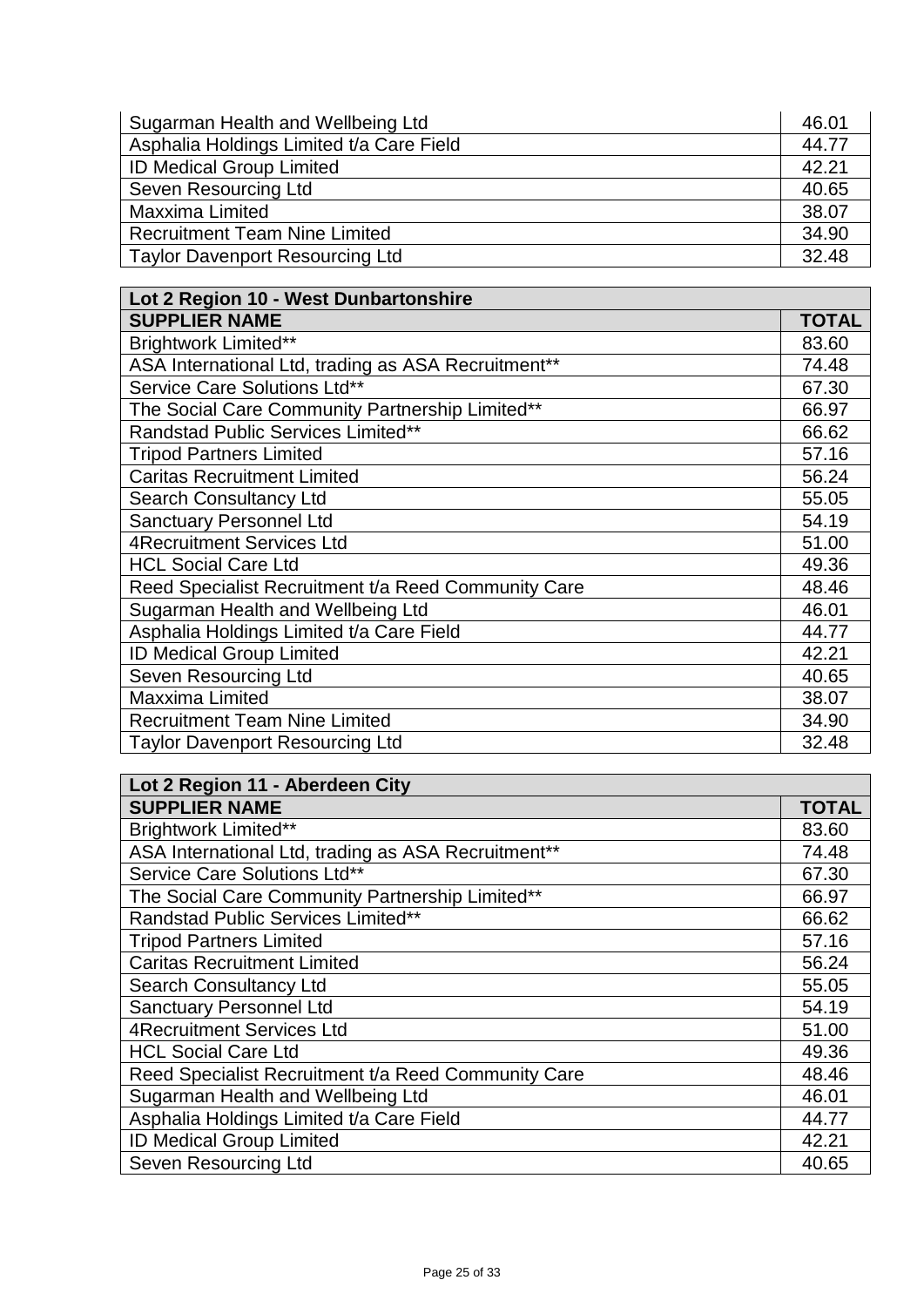| | |
|---|---|
| Sugarman Health and Wellbeing Ltd | 46.01 |
| Asphalia Holdings Limited t/a Care Field | 44.77 |
| ID Medical Group Limited | 42.21 |
| Seven Resourcing Ltd | 40.65 |
| Maxxima Limited | 38.07 |
| Recruitment Team Nine Limited | 34.90 |
| Taylor Davenport Resourcing Ltd | 32.48 |

| Lot 2 Region 10 - West Dunbartonshire | |
|---|---|
| **SUPPLIER NAME** | **TOTAL** |
| Brightwork Limited** | 83.60 |
| ASA International Ltd, trading as ASA Recruitment** | 74.48 |
| Service Care Solutions Ltd** | 67.30 |
| The Social Care Community Partnership Limited** | 66.97 |
| Randstad Public Services Limited** | 66.62 |
| Tripod Partners Limited | 57.16 |
| Caritas Recruitment Limited | 56.24 |
| Search Consultancy Ltd | 55.05 |
| Sanctuary Personnel Ltd | 54.19 |
| 4Recruitment Services Ltd | 51.00 |
| HCL Social Care Ltd | 49.36 |
| Reed Specialist Recruitment t/a Reed Community Care | 48.46 |
| Sugarman Health and Wellbeing Ltd | 46.01 |
| Asphalia Holdings Limited t/a Care Field | 44.77 |
| ID Medical Group Limited | 42.21 |
| Seven Resourcing Ltd | 40.65 |
| Maxxima Limited | 38.07 |
| Recruitment Team Nine Limited | 34.90 |
| Taylor Davenport Resourcing Ltd | 32.48 |

| Lot 2 Region 11 - Aberdeen City | |
|---|---|
| **SUPPLIER NAME** | **TOTAL** |
| Brightwork Limited** | 83.60 |
| ASA International Ltd, trading as ASA Recruitment** | 74.48 |
| Service Care Solutions Ltd** | 67.30 |
| The Social Care Community Partnership Limited** | 66.97 |
| Randstad Public Services Limited** | 66.62 |
| Tripod Partners Limited | 57.16 |
| Caritas Recruitment Limited | 56.24 |
| Search Consultancy Ltd | 55.05 |
| Sanctuary Personnel Ltd | 54.19 |
| 4Recruitment Services Ltd | 51.00 |
| HCL Social Care Ltd | 49.36 |
| Reed Specialist Recruitment t/a Reed Community Care | 48.46 |
| Sugarman Health and Wellbeing Ltd | 46.01 |
| Asphalia Holdings Limited t/a Care Field | 44.77 |
| ID Medical Group Limited | 42.21 |
| Seven Resourcing Ltd | 40.65 |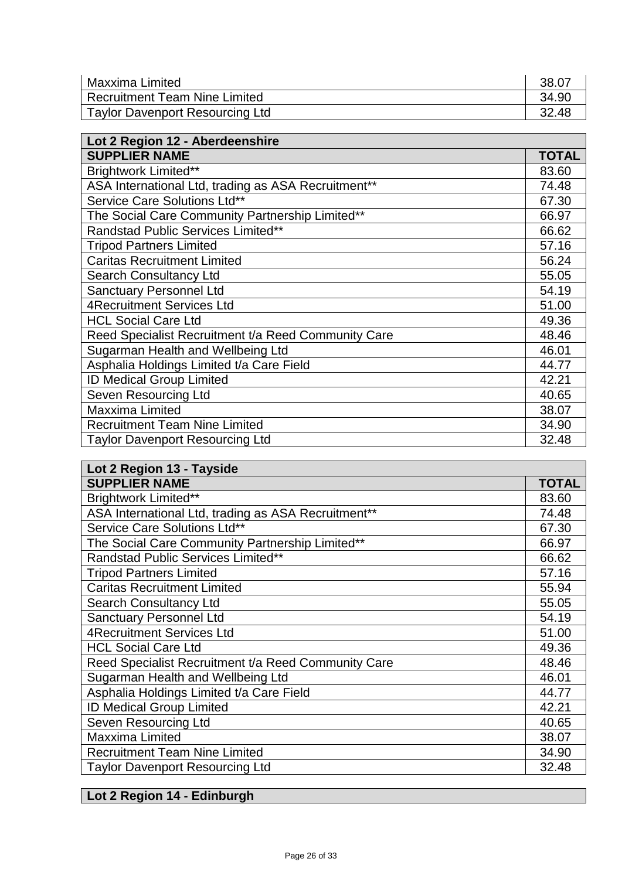| | |
|---|---|
| Maxxima Limited | 38.07 |
| Recruitment Team Nine Limited | 34.90 |
| Taylor Davenport Resourcing Ltd | 32.48 |

| Lot 2 Region 12 - Aberdeenshire | |
|---|---|
| **SUPPLIER NAME** | **TOTAL** |
| Brightwork Limited** | 83.60 |
| ASA International Ltd, trading as ASA Recruitment** | 74.48 |
| Service Care Solutions Ltd** | 67.30 |
| The Social Care Community Partnership Limited** | 66.97 |
| Randstad Public Services Limited** | 66.62 |
| Tripod Partners Limited | 57.16 |
| Caritas Recruitment Limited | 56.24 |
| Search Consultancy Ltd | 55.05 |
| Sanctuary Personnel Ltd | 54.19 |
| 4Recruitment Services Ltd | 51.00 |
| HCL Social Care Ltd | 49.36 |
| Reed Specialist Recruitment t/a Reed Community Care | 48.46 |
| Sugarman Health and Wellbeing Ltd | 46.01 |
| Asphalia Holdings Limited t/a Care Field | 44.77 |
| ID Medical Group Limited | 42.21 |
| Seven Resourcing Ltd | 40.65 |
| Maxxima Limited | 38.07 |
| Recruitment Team Nine Limited | 34.90 |
| Taylor Davenport Resourcing Ltd | 32.48 |

| Lot 2 Region 13 - Tayside | |
|---|---|
| **SUPPLIER NAME** | **TOTAL** |
| Brightwork Limited** | 83.60 |
| ASA International Ltd, trading as ASA Recruitment** | 74.48 |
| Service Care Solutions Ltd** | 67.30 |
| The Social Care Community Partnership Limited** | 66.97 |
| Randstad Public Services Limited** | 66.62 |
| Tripod Partners Limited | 57.16 |
| Caritas Recruitment Limited | 55.94 |
| Search Consultancy Ltd | 55.05 |
| Sanctuary Personnel Ltd | 54.19 |
| 4Recruitment Services Ltd | 51.00 |
| HCL Social Care Ltd | 49.36 |
| Reed Specialist Recruitment t/a Reed Community Care | 48.46 |
| Sugarman Health and Wellbeing Ltd | 46.01 |
| Asphalia Holdings Limited t/a Care Field | 44.77 |
| ID Medical Group Limited | 42.21 |
| Seven Resourcing Ltd | 40.65 |
| Maxxima Limited | 38.07 |
| Recruitment Team Nine Limited | 34.90 |
| Taylor Davenport Resourcing Ltd | 32.48 |

| Lot 2 Region 14 - Edinburgh |
|---|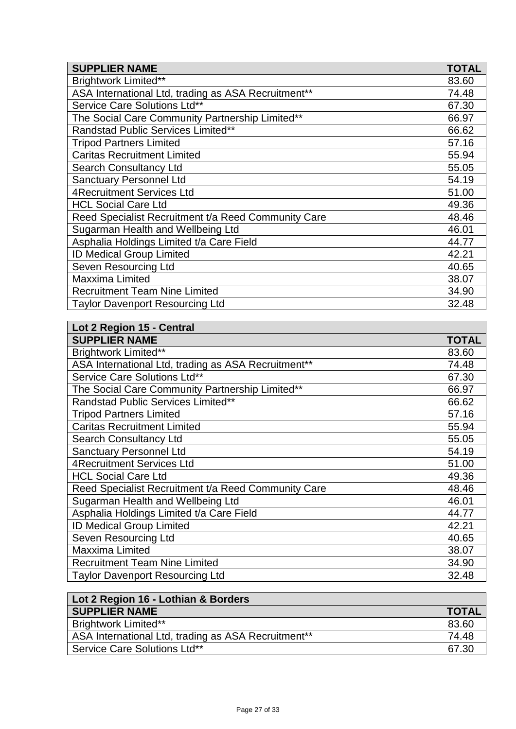| SUPPLIER NAME | TOTAL |
|---|---|
| Brightwork Limited** | 83.60 |
| ASA International Ltd, trading as ASA Recruitment** | 74.48 |
| Service Care Solutions Ltd** | 67.30 |
| The Social Care Community Partnership Limited** | 66.97 |
| Randstad Public Services Limited** | 66.62 |
| Tripod Partners Limited | 57.16 |
| Caritas Recruitment Limited | 55.94 |
| Search Consultancy Ltd | 55.05 |
| Sanctuary Personnel Ltd | 54.19 |
| 4Recruitment Services Ltd | 51.00 |
| HCL Social Care Ltd | 49.36 |
| Reed Specialist Recruitment t/a Reed Community Care | 48.46 |
| Sugarman Health and Wellbeing Ltd | 46.01 |
| Asphalia Holdings Limited t/a Care Field | 44.77 |
| ID Medical Group Limited | 42.21 |
| Seven Resourcing Ltd | 40.65 |
| Maxxima Limited | 38.07 |
| Recruitment Team Nine Limited | 34.90 |
| Taylor Davenport Resourcing Ltd | 32.48 |

| Lot 2 Region 15 - Central | |
|---|---|
| **SUPPLIER NAME** | **TOTAL** |
| Brightwork Limited** | 83.60 |
| ASA International Ltd, trading as ASA Recruitment** | 74.48 |
| Service Care Solutions Ltd** | 67.30 |
| The Social Care Community Partnership Limited** | 66.97 |
| Randstad Public Services Limited** | 66.62 |
| Tripod Partners Limited | 57.16 |
| Caritas Recruitment Limited | 55.94 |
| Search Consultancy Ltd | 55.05 |
| Sanctuary Personnel Ltd | 54.19 |
| 4Recruitment Services Ltd | 51.00 |
| HCL Social Care Ltd | 49.36 |
| Reed Specialist Recruitment t/a Reed Community Care | 48.46 |
| Sugarman Health and Wellbeing Ltd | 46.01 |
| Asphalia Holdings Limited t/a Care Field | 44.77 |
| ID Medical Group Limited | 42.21 |
| Seven Resourcing Ltd | 40.65 |
| Maxxima Limited | 38.07 |
| Recruitment Team Nine Limited | 34.90 |
| Taylor Davenport Resourcing Ltd | 32.48 |

| Lot 2 Region 16 - Lothian & Borders | |
|---|---|
| **SUPPLIER NAME** | **TOTAL** |
| Brightwork Limited** | 83.60 |
| ASA International Ltd, trading as ASA Recruitment** | 74.48 |
| Service Care Solutions Ltd** | 67.30 |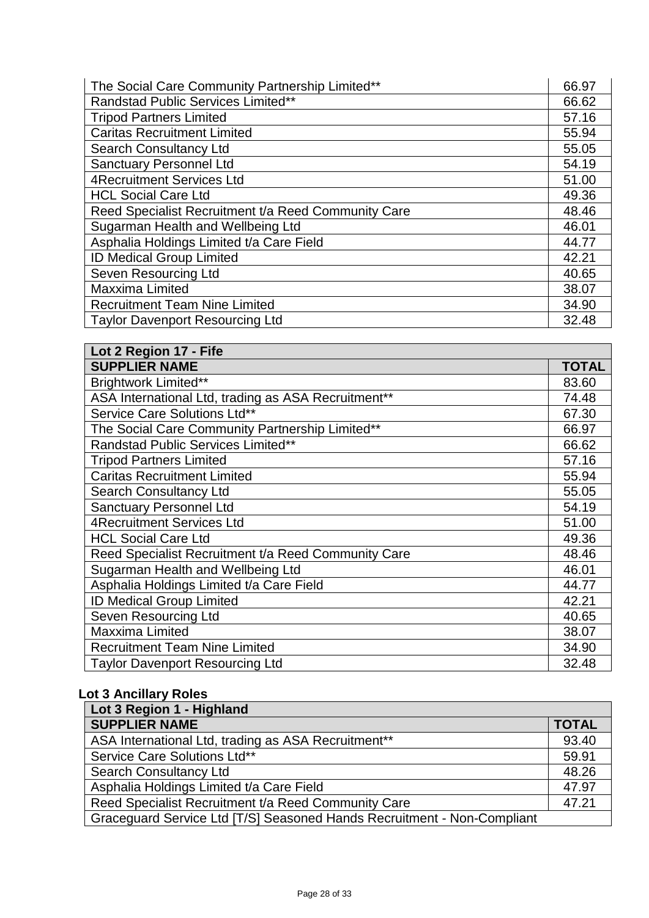| | |
|---|---|
| The Social Care Community Partnership Limited** | 66.97 |
| Randstad Public Services Limited** | 66.62 |
| Tripod Partners Limited | 57.16 |
| Caritas Recruitment Limited | 55.94 |
| Search Consultancy Ltd | 55.05 |
| Sanctuary Personnel Ltd | 54.19 |
| 4Recruitment Services Ltd | 51.00 |
| HCL Social Care Ltd | 49.36 |
| Reed Specialist Recruitment t/a Reed Community Care | 48.46 |
| Sugarman Health and Wellbeing Ltd | 46.01 |
| Asphalia Holdings Limited t/a Care Field | 44.77 |
| ID Medical Group Limited | 42.21 |
| Seven Resourcing Ltd | 40.65 |
| Maxxima Limited | 38.07 |
| Recruitment Team Nine Limited | 34.90 |
| Taylor Davenport Resourcing Ltd | 32.48 |

| **Lot 2 Region 17 - Fife** | |
|---|---|
| **SUPPLIER NAME** | **TOTAL** |
| Brightwork Limited** | 83.60 |
| ASA International Ltd, trading as ASA Recruitment** | 74.48 |
| Service Care Solutions Ltd** | 67.30 |
| The Social Care Community Partnership Limited** | 66.97 |
| Randstad Public Services Limited** | 66.62 |
| Tripod Partners Limited | 57.16 |
| Caritas Recruitment Limited | 55.94 |
| Search Consultancy Ltd | 55.05 |
| Sanctuary Personnel Ltd | 54.19 |
| 4Recruitment Services Ltd | 51.00 |
| HCL Social Care Ltd | 49.36 |
| Reed Specialist Recruitment t/a Reed Community Care | 48.46 |
| Sugarman Health and Wellbeing Ltd | 46.01 |
| Asphalia Holdings Limited t/a Care Field | 44.77 |
| ID Medical Group Limited | 42.21 |
| Seven Resourcing Ltd | 40.65 |
| Maxxima Limited | 38.07 |
| Recruitment Team Nine Limited | 34.90 |
| Taylor Davenport Resourcing Ltd | 32.48 |

**Lot 3 Ancillary Roles**

| **Lot 3 Region 1 - Highland** | |
|---|---|
| **SUPPLIER NAME** | **TOTAL** |
| ASA International Ltd, trading as ASA Recruitment** | 93.40 |
| Service Care Solutions Ltd** | 59.91 |
| Search Consultancy Ltd | 48.26 |
| Asphalia Holdings Limited t/a Care Field | 47.97 |
| Reed Specialist Recruitment t/a Reed Community Care | 47.21 |
| Graceguard Service Ltd [T/S] Seasoned Hands Recruitment - Non-Compliant | |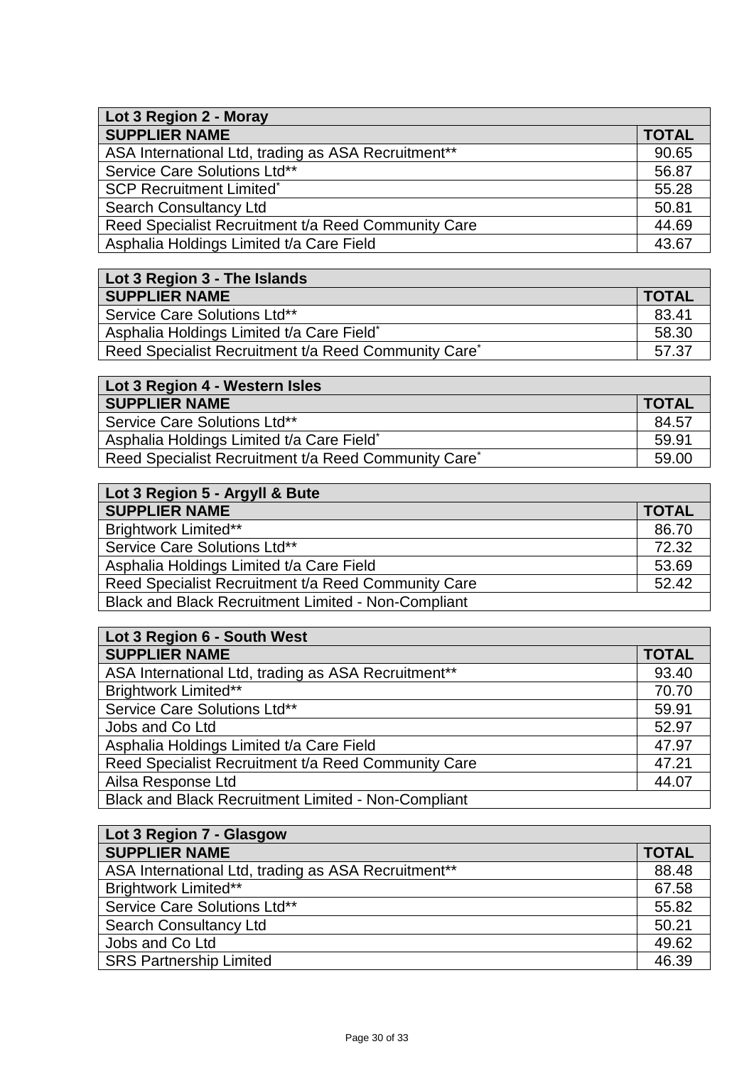| Lot 3 Region 2 - Moray | |
|---|---|
| **SUPPLIER NAME** | **TOTAL** |
| ASA International Ltd, trading as ASA Recruitment** | 90.65 |
| Service Care Solutions Ltd** | 56.87 |
| SCP Recruitment Limited* | 55.28 |
| Search Consultancy Ltd | 50.81 |
| Reed Specialist Recruitment t/a Reed Community Care | 44.69 |
| Asphalia Holdings Limited t/a Care Field | 43.67 |

| Lot 3 Region 3 - The Islands | |
|---|---|
| **SUPPLIER NAME** | **TOTAL** |
| Service Care Solutions Ltd** | 83.41 |
| Asphalia Holdings Limited t/a Care Field* | 58.30 |
| Reed Specialist Recruitment t/a Reed Community Care* | 57.37 |

| Lot 3 Region 4 - Western Isles | |
|---|---|
| **SUPPLIER NAME** | **TOTAL** |
| Service Care Solutions Ltd** | 84.57 |
| Asphalia Holdings Limited t/a Care Field* | 59.91 |
| Reed Specialist Recruitment t/a Reed Community Care* | 59.00 |

| Lot 3 Region 5 - Argyll & Bute | |
|---|---|
| **SUPPLIER NAME** | **TOTAL** |
| Brightwork Limited** | 86.70 |
| Service Care Solutions Ltd** | 72.32 |
| Asphalia Holdings Limited t/a Care Field | 53.69 |
| Reed Specialist Recruitment t/a Reed Community Care | 52.42 |
| Black and Black Recruitment Limited - Non-Compliant | |

| Lot 3 Region 6 - South West | |
|---|---|
| **SUPPLIER NAME** | **TOTAL** |
| ASA International Ltd, trading as ASA Recruitment** | 93.40 |
| Brightwork Limited** | 70.70 |
| Service Care Solutions Ltd** | 59.91 |
| Jobs and Co Ltd | 52.97 |
| Asphalia Holdings Limited t/a Care Field | 47.97 |
| Reed Specialist Recruitment t/a Reed Community Care | 47.21 |
| Ailsa Response Ltd | 44.07 |
| Black and Black Recruitment Limited - Non-Compliant | |

| Lot 3 Region 7 - Glasgow | |
|---|---|
| **SUPPLIER NAME** | **TOTAL** |
| ASA International Ltd, trading as ASA Recruitment** | 88.48 |
| Brightwork Limited** | 67.58 |
| Service Care Solutions Ltd** | 55.82 |
| Search Consultancy Ltd | 50.21 |
| Jobs and Co Ltd | 49.62 |
| SRS Partnership Limited | 46.39 |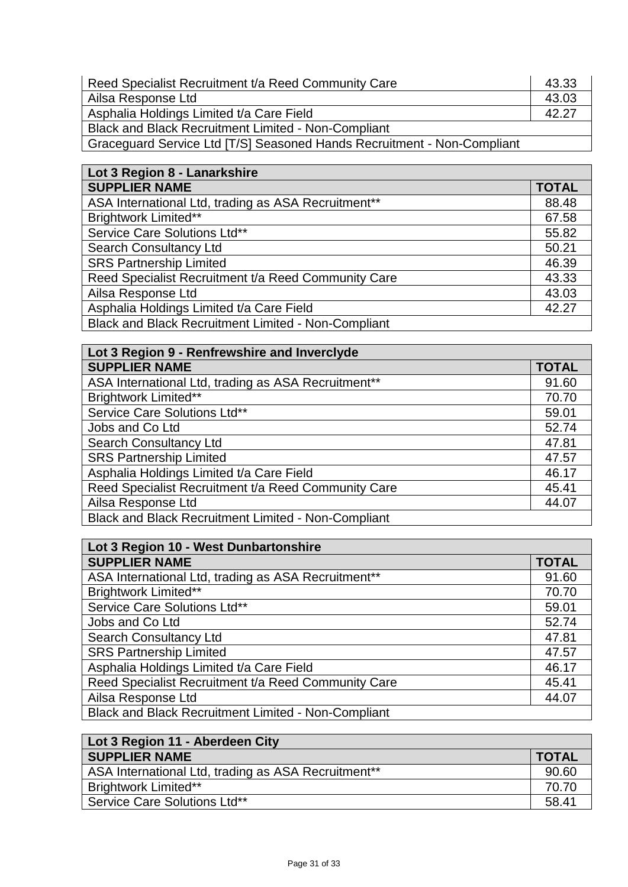| | |
|---|---|
| Reed Specialist Recruitment t/a Reed Community Care | 43.33 |
| Ailsa Response Ltd | 43.03 |
| Asphalia Holdings Limited t/a Care Field | 42.27 |
| Black and Black Recruitment Limited - Non-Compliant | |
| Graceguard Service Ltd [T/S] Seasoned Hands Recruitment - Non-Compliant | |

| Lot 3 Region 8 - Lanarkshire | |
|---|---|
| **SUPPLIER NAME** | **TOTAL** |
| ASA International Ltd, trading as ASA Recruitment** | 88.48 |
| Brightwork Limited** | 67.58 |
| Service Care Solutions Ltd** | 55.82 |
| Search Consultancy Ltd | 50.21 |
| SRS Partnership Limited | 46.39 |
| Reed Specialist Recruitment t/a Reed Community Care | 43.33 |
| Ailsa Response Ltd | 43.03 |
| Asphalia Holdings Limited t/a Care Field | 42.27 |
| Black and Black Recruitment Limited - Non-Compliant | |

| Lot 3 Region 9 - Renfrewshire and Inverclyde | |
|---|---|
| **SUPPLIER NAME** | **TOTAL** |
| ASA International Ltd, trading as ASA Recruitment** | 91.60 |
| Brightwork Limited** | 70.70 |
| Service Care Solutions Ltd** | 59.01 |
| Jobs and Co Ltd | 52.74 |
| Search Consultancy Ltd | 47.81 |
| SRS Partnership Limited | 47.57 |
| Asphalia Holdings Limited t/a Care Field | 46.17 |
| Reed Specialist Recruitment t/a Reed Community Care | 45.41 |
| Ailsa Response Ltd | 44.07 |
| Black and Black Recruitment Limited - Non-Compliant | |

| Lot 3 Region 10 - West Dunbartonshire | |
|---|---|
| **SUPPLIER NAME** | **TOTAL** |
| ASA International Ltd, trading as ASA Recruitment** | 91.60 |
| Brightwork Limited** | 70.70 |
| Service Care Solutions Ltd** | 59.01 |
| Jobs and Co Ltd | 52.74 |
| Search Consultancy Ltd | 47.81 |
| SRS Partnership Limited | 47.57 |
| Asphalia Holdings Limited t/a Care Field | 46.17 |
| Reed Specialist Recruitment t/a Reed Community Care | 45.41 |
| Ailsa Response Ltd | 44.07 |
| Black and Black Recruitment Limited - Non-Compliant | |

| Lot 3 Region 11 - Aberdeen City | |
|---|---|
| **SUPPLIER NAME** | **TOTAL** |
| ASA International Ltd, trading as ASA Recruitment** | 90.60 |
| Brightwork Limited** | 70.70 |
| Service Care Solutions Ltd** | 58.41 |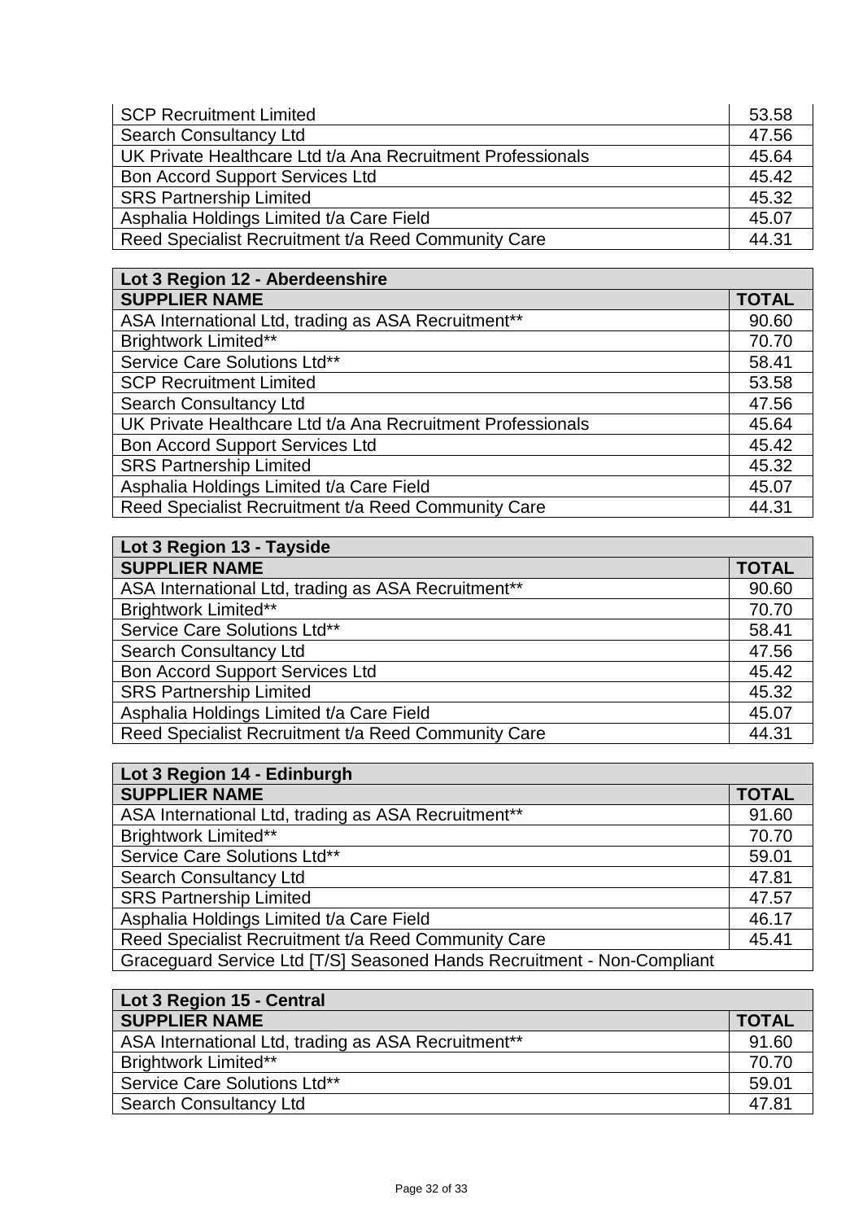| | |
|---|---|
| SCP Recruitment Limited | 53.58 |
| Search Consultancy Ltd | 47.56 |
| UK Private Healthcare Ltd t/a Ana Recruitment Professionals | 45.64 |
| Bon Accord Support Services Ltd | 45.42 |
| SRS Partnership Limited | 45.32 |
| Asphalia Holdings Limited t/a Care Field | 45.07 |
| Reed Specialist Recruitment t/a Reed Community Care | 44.31 |

| Lot 3 Region 12 - Aberdeenshire | |
|---|---|
| **SUPPLIER NAME** | **TOTAL** |
| ASA International Ltd, trading as ASA Recruitment** | 90.60 |
| Brightwork Limited** | 70.70 |
| Service Care Solutions Ltd** | 58.41 |
| SCP Recruitment Limited | 53.58 |
| Search Consultancy Ltd | 47.56 |
| UK Private Healthcare Ltd t/a Ana Recruitment Professionals | 45.64 |
| Bon Accord Support Services Ltd | 45.42 |
| SRS Partnership Limited | 45.32 |
| Asphalia Holdings Limited t/a Care Field | 45.07 |
| Reed Specialist Recruitment t/a Reed Community Care | 44.31 |

| Lot 3 Region 13 - Tayside | |
|---|---|
| **SUPPLIER NAME** | **TOTAL** |
| ASA International Ltd, trading as ASA Recruitment** | 90.60 |
| Brightwork Limited** | 70.70 |
| Service Care Solutions Ltd** | 58.41 |
| Search Consultancy Ltd | 47.56 |
| Bon Accord Support Services Ltd | 45.42 |
| SRS Partnership Limited | 45.32 |
| Asphalia Holdings Limited t/a Care Field | 45.07 |
| Reed Specialist Recruitment t/a Reed Community Care | 44.31 |

| Lot 3 Region 14 - Edinburgh | |
|---|---|
| **SUPPLIER NAME** | **TOTAL** |
| ASA International Ltd, trading as ASA Recruitment** | 91.60 |
| Brightwork Limited** | 70.70 |
| Service Care Solutions Ltd** | 59.01 |
| Search Consultancy Ltd | 47.81 |
| SRS Partnership Limited | 47.57 |
| Asphalia Holdings Limited t/a Care Field | 46.17 |
| Reed Specialist Recruitment t/a Reed Community Care | 45.41 |
| Graceguard Service Ltd [T/S] Seasoned Hands Recruitment - Non-Compliant | |

| Lot 3 Region 15 - Central | |
|---|---|
| **SUPPLIER NAME** | **TOTAL** |
| ASA International Ltd, trading as ASA Recruitment** | 91.60 |
| Brightwork Limited** | 70.70 |
| Service Care Solutions Ltd** | 59.01 |
| Search Consultancy Ltd | 47.81 |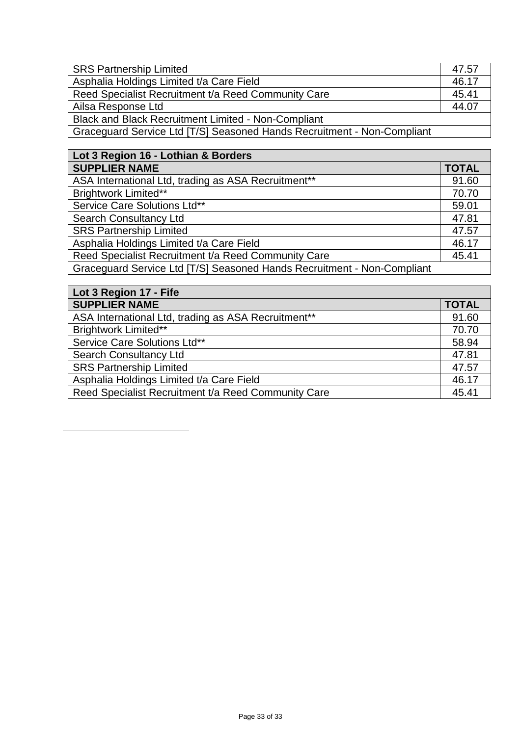| | |
|---|---|
| SRS Partnership Limited | 47.57 |
| Asphalia Holdings Limited t/a Care Field | 46.17 |
| Reed Specialist Recruitment t/a Reed Community Care | 45.41 |
| Ailsa Response Ltd | 44.07 |
| Black and Black Recruitment Limited - Non-Compliant | |
| Graceguard Service Ltd [T/S] Seasoned Hands Recruitment - Non-Compliant | |

| Lot 3 Region 16 - Lothian & Borders | |
|---|---|
| **SUPPLIER NAME** | **TOTAL** |
| ASA International Ltd, trading as ASA Recruitment** | 91.60 |
| Brightwork Limited** | 70.70 |
| Service Care Solutions Ltd** | 59.01 |
| Search Consultancy Ltd | 47.81 |
| SRS Partnership Limited | 47.57 |
| Asphalia Holdings Limited t/a Care Field | 46.17 |
| Reed Specialist Recruitment t/a Reed Community Care | 45.41 |
| Graceguard Service Ltd [T/S] Seasoned Hands Recruitment - Non-Compliant | |

| Lot 3 Region 17 - Fife | |
|---|---|
| **SUPPLIER NAME** | **TOTAL** |
| ASA International Ltd, trading as ASA Recruitment** | 91.60 |
| Brightwork Limited** | 70.70 |
| Service Care Solutions Ltd** | 58.94 |
| Search Consultancy Ltd | 47.81 |
| SRS Partnership Limited | 47.57 |
| Asphalia Holdings Limited t/a Care Field | 46.17 |
| Reed Specialist Recruitment t/a Reed Community Care | 45.41 |